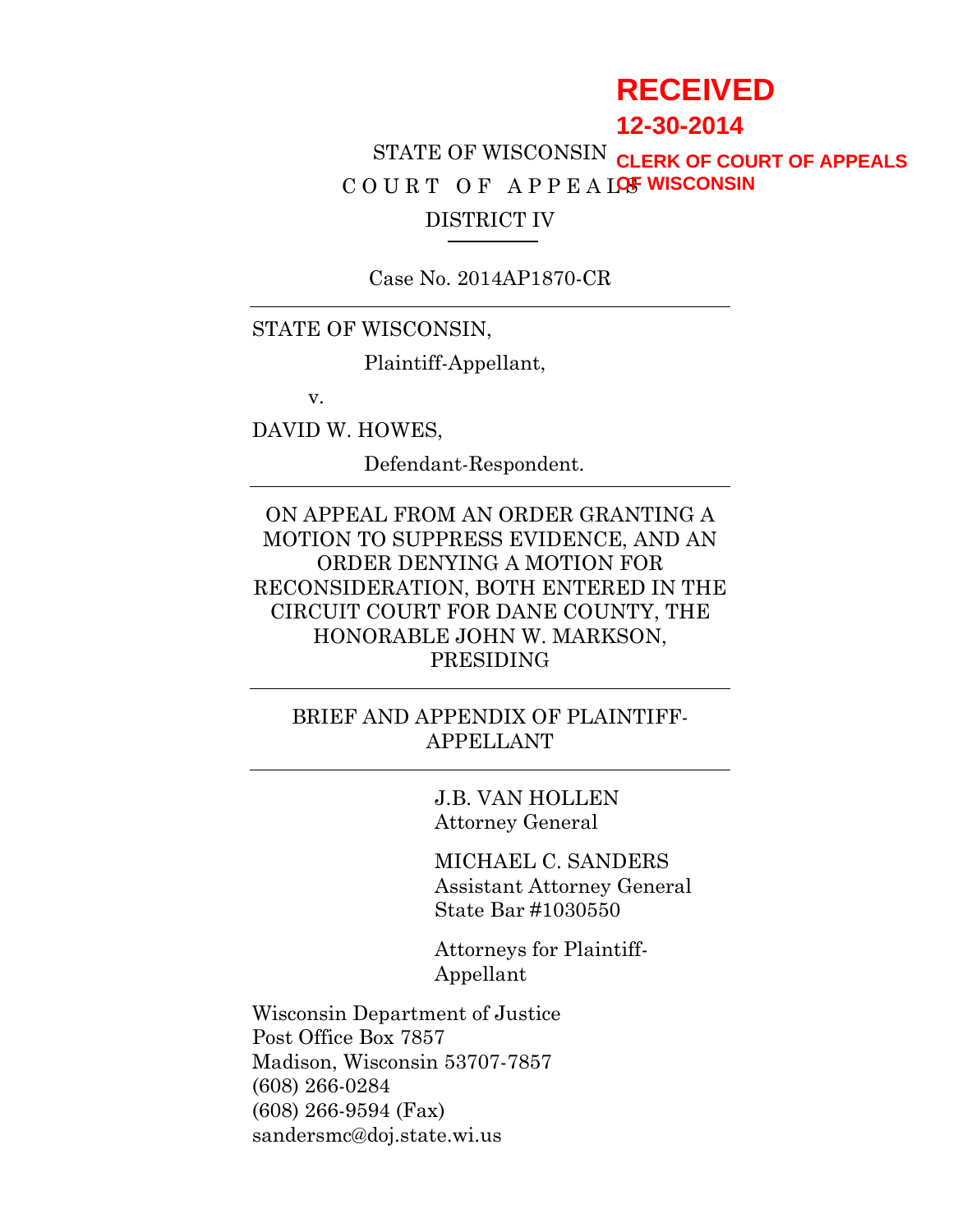**RECEIVED**
**12-30-2014**
**CLERK OF COURT OF APPEALS OF WISCONSIN**

STATE OF WISCONSIN

C O U R T O F A P P E A L S

DISTRICT IV

Case No. 2014AP1870-CR

---

STATE OF WISCONSIN,

Plaintiff-Appellant,

v.

DAVID W. HOWES,

Defendant-Respondent.

---

ON APPEAL FROM AN ORDER GRANTING A MOTION TO SUPPRESS EVIDENCE, AND AN ORDER DENYING A MOTION FOR RECONSIDERATION, BOTH ENTERED IN THE CIRCUIT COURT FOR DANE COUNTY, THE HONORABLE JOHN W. MARKSON, PRESIDING

---

BRIEF AND APPENDIX OF PLAINTIFF-APPELLANT

---

J.B. VAN HOLLEN
Attorney General

MICHAEL C. SANDERS
Assistant Attorney General
State Bar #1030550

Attorneys for Plaintiff-Appellant

Wisconsin Department of Justice
Post Office Box 7857
Madison, Wisconsin 53707-7857
(608) 266-0284
(608) 266-9594 (Fax)
sandersmc@doj.state.wi.us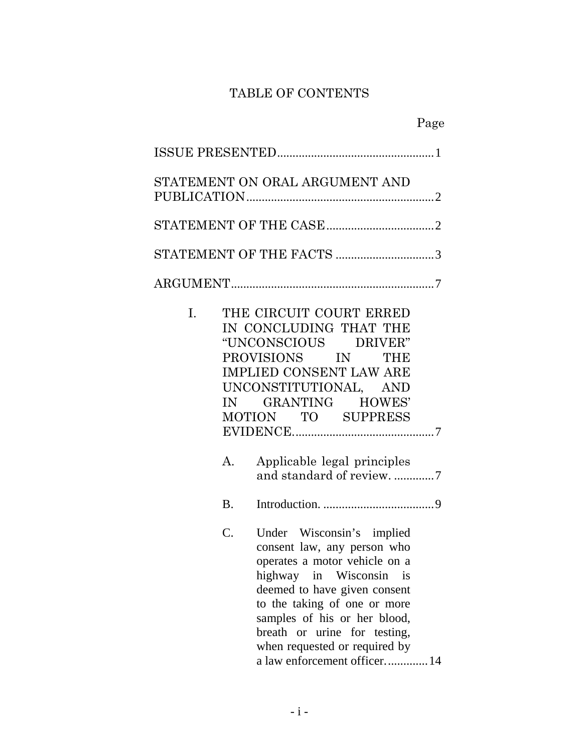# TABLE OF CONTENTS

Page

ISSUE PRESENTED .................................................. 1

STATEMENT ON ORAL ARGUMENT AND PUBLICATION ............................................................ 2

STATEMENT OF THE CASE .................................. 2

STATEMENT OF THE FACTS ................................ 3

ARGUMENT ................................................................ 7

I. THE CIRCUIT COURT ERRED IN CONCLUDING THAT THE "UNCONSCIOUS DRIVER" PROVISIONS IN THE IMPLIED CONSENT LAW ARE UNCONSTITUTIONAL, AND IN GRANTING HOWES' MOTION TO SUPPRESS EVIDENCE. ............................................ 7

   A. Applicable legal principles and standard of review. ............ 7

   B. Introduction. .................................... 9

   C. Under Wisconsin's implied consent law, any person who operates a motor vehicle on a highway in Wisconsin is deemed to have given consent to the taking of one or more samples of his or her blood, breath or urine for testing, when requested or required by a law enforcement officer. ............ 14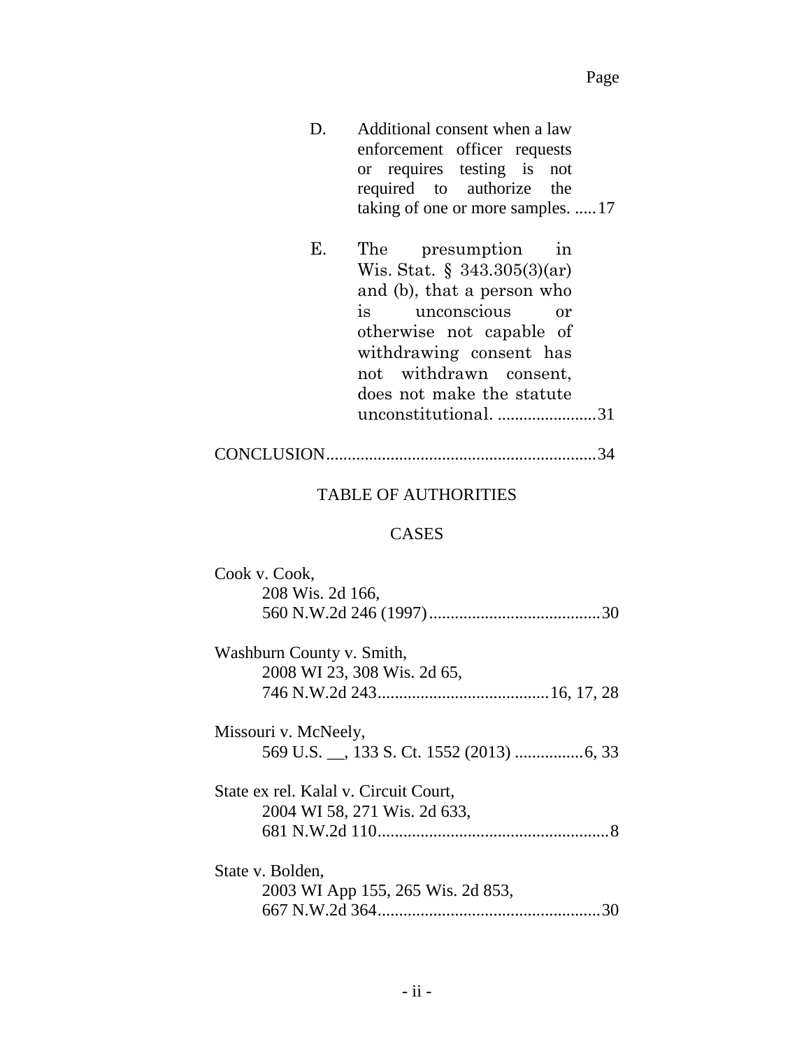Page

D. Additional consent when a law enforcement officer requests or requires testing is not required to authorize the taking of one or more samples. ..... 17

E. The presumption in Wis. Stat. § 343.305(3)(ar) and (b), that a person who is unconscious or otherwise not capable of withdrawing consent has not withdrawn consent, does not make the statute unconstitutional. ....................... 31

CONCLUSION ............................................................... 34

## TABLE OF AUTHORITIES

### CASES

Cook v. Cook,
208 Wis. 2d 166,
560 N.W.2d 246 (1997) ........................................ 30

Washburn County v. Smith,
2008 WI 23, 308 Wis. 2d 65,
746 N.W.2d 243 ........................................ 16, 17, 28

Missouri v. McNeely,
569 U.S. __, 133 S. Ct. 1552 (2013) ................ 6, 33

State ex rel. Kalal v. Circuit Court,
2004 WI 58, 271 Wis. 2d 633,
681 N.W.2d 110 ...................................................... 8

State v. Bolden,
2003 WI App 155, 265 Wis. 2d 853,
667 N.W.2d 364 .................................................... 30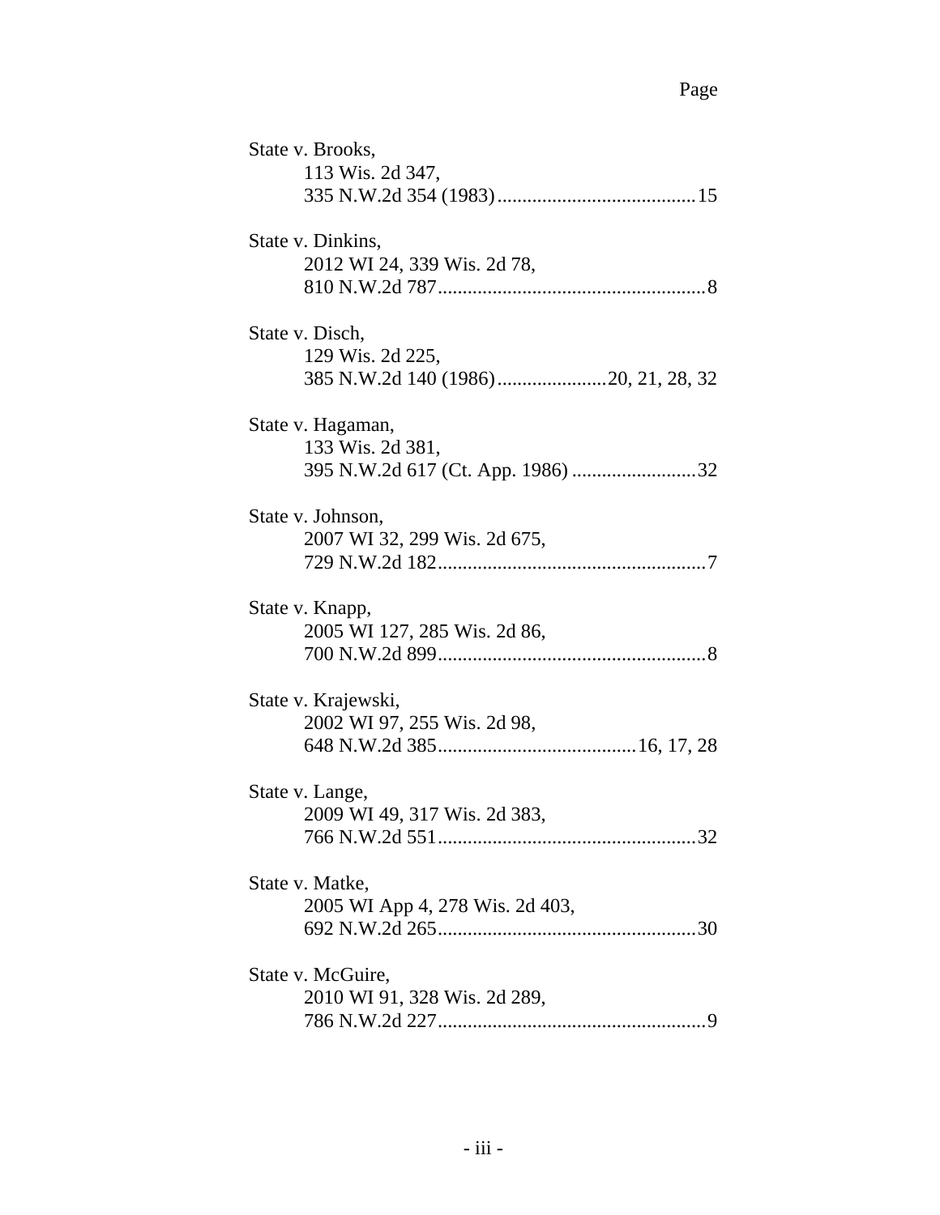Page

State v. Brooks,
113 Wis. 2d 347,
335 N.W.2d 354 (1983)........................................15

State v. Dinkins,
2012 WI 24, 339 Wis. 2d 78,
810 N.W.2d 787......................................................8

State v. Disch,
129 Wis. 2d 225,
385 N.W.2d 140 (1986)......................20, 21, 28, 32

State v. Hagaman,
133 Wis. 2d 381,
395 N.W.2d 617 (Ct. App. 1986) .........................32

State v. Johnson,
2007 WI 32, 299 Wis. 2d 675,
729 N.W.2d 182......................................................7

State v. Knapp,
2005 WI 127, 285 Wis. 2d 86,
700 N.W.2d 899......................................................8

State v. Krajewski,
2002 WI 97, 255 Wis. 2d 98,
648 N.W.2d 385........................................16, 17, 28

State v. Lange,
2009 WI 49, 317 Wis. 2d 383,
766 N.W.2d 551....................................................32

State v. Matke,
2005 WI App 4, 278 Wis. 2d 403,
692 N.W.2d 265....................................................30

State v. McGuire,
2010 WI 91, 328 Wis. 2d 289,
786 N.W.2d 227......................................................9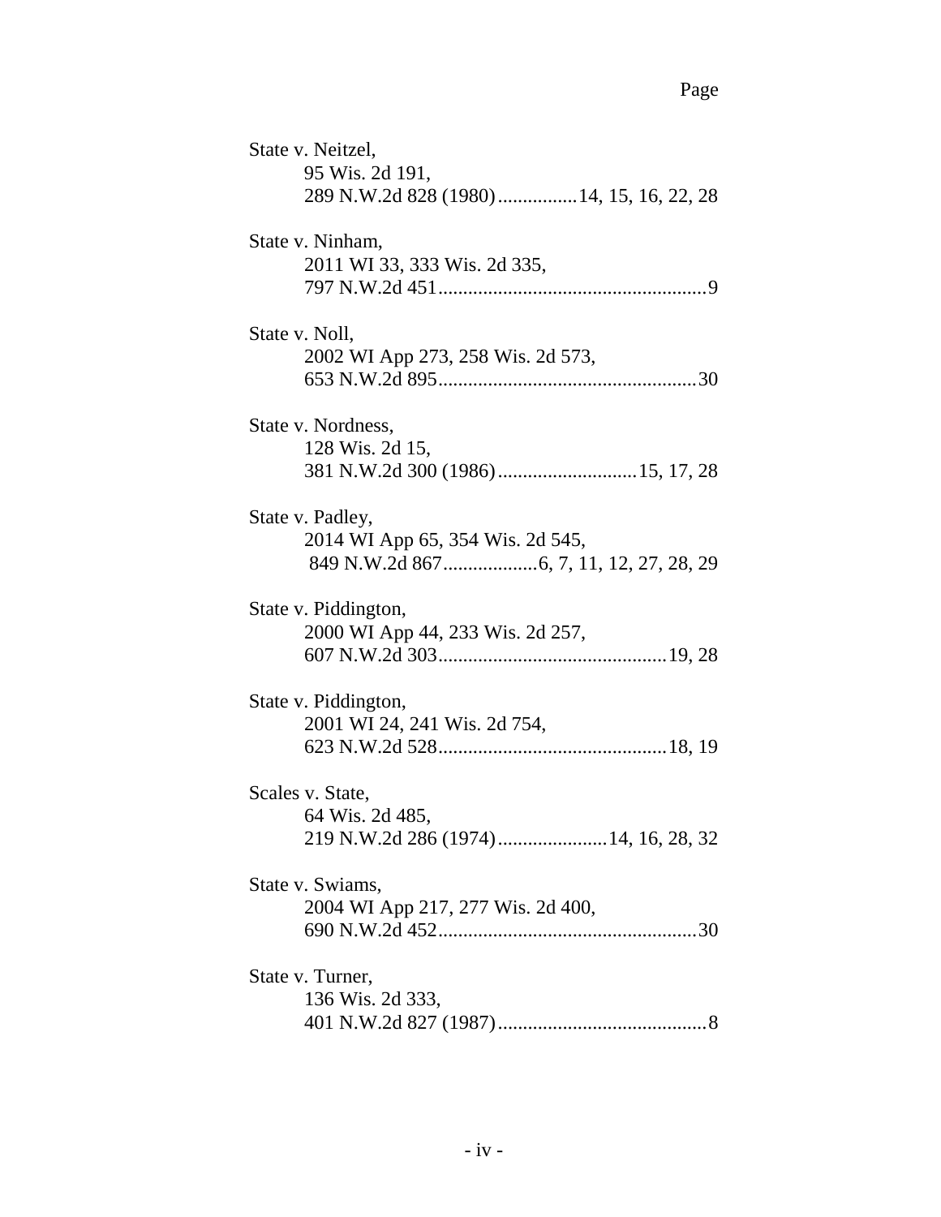Page

State v. Neitzel,
95 Wis. 2d 191,
289 N.W.2d 828 (1980)................14, 15, 16, 22, 28

State v. Ninham,
2011 WI 33, 333 Wis. 2d 335,
797 N.W.2d 451......................................................9

State v. Noll,
2002 WI App 273, 258 Wis. 2d 573,
653 N.W.2d 895....................................................30

State v. Nordness,
128 Wis. 2d 15,
381 N.W.2d 300 (1986)............................15, 17, 28

State v. Padley,
2014 WI App 65, 354 Wis. 2d 545,
849 N.W.2d 867..................6, 7, 11, 12, 27, 28, 29

State v. Piddington,
2000 WI App 44, 233 Wis. 2d 257,
607 N.W.2d 303..............................................19, 28

State v. Piddington,
2001 WI 24, 241 Wis. 2d 754,
623 N.W.2d 528..............................................18, 19

Scales v. State,
64 Wis. 2d 485,
219 N.W.2d 286 (1974)......................14, 16, 28, 32

State v. Swiams,
2004 WI App 217, 277 Wis. 2d 400,
690 N.W.2d 452....................................................30

State v. Turner,
136 Wis. 2d 333,
401 N.W.2d 827 (1987)..........................................8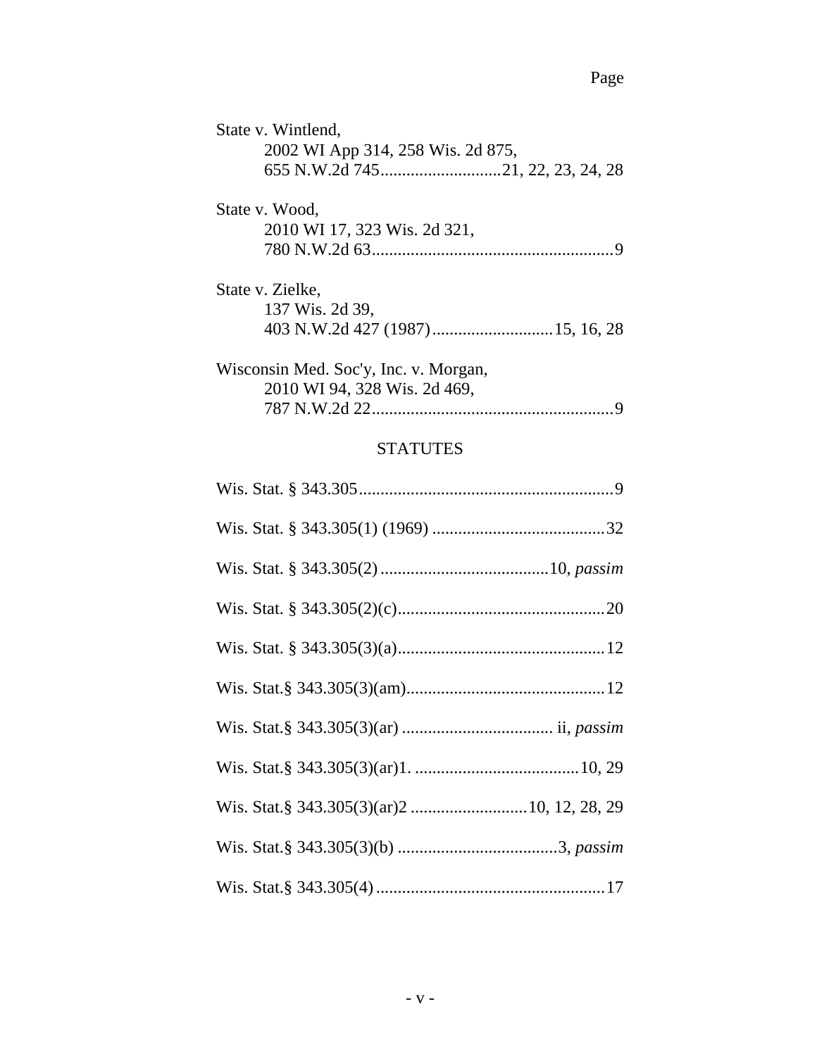Page

State v. Wintlend,
2002 WI App 314, 258 Wis. 2d 875,
655 N.W.2d 745............................21, 22, 23, 24, 28

State v. Wood,
2010 WI 17, 323 Wis. 2d 321,
780 N.W.2d 63........................................................9

State v. Zielke,
137 Wis. 2d 39,
403 N.W.2d 427 (1987)............................15, 16, 28

Wisconsin Med. Soc'y, Inc. v. Morgan,
2010 WI 94, 328 Wis. 2d 469,
787 N.W.2d 22........................................................9

## STATUTES

Wis. Stat. § 343.305...........................................................9

Wis. Stat. § 343.305(1) (1969) ........................................32

Wis. Stat. § 343.305(2) .......................................10, *passim*

Wis. Stat. § 343.305(2)(c)................................................20

Wis. Stat. § 343.305(3)(a)................................................12

Wis. Stat.§ 343.305(3)(am)..............................................12

Wis. Stat.§ 343.305(3)(ar) ................................... ii, *passim*

Wis. Stat.§ 343.305(3)(ar)1. ......................................10, 29

Wis. Stat.§ 343.305(3)(ar)2 ...........................10, 12, 28, 29

Wis. Stat.§ 343.305(3)(b) .....................................3, *passim*

Wis. Stat.§ 343.305(4) .....................................................17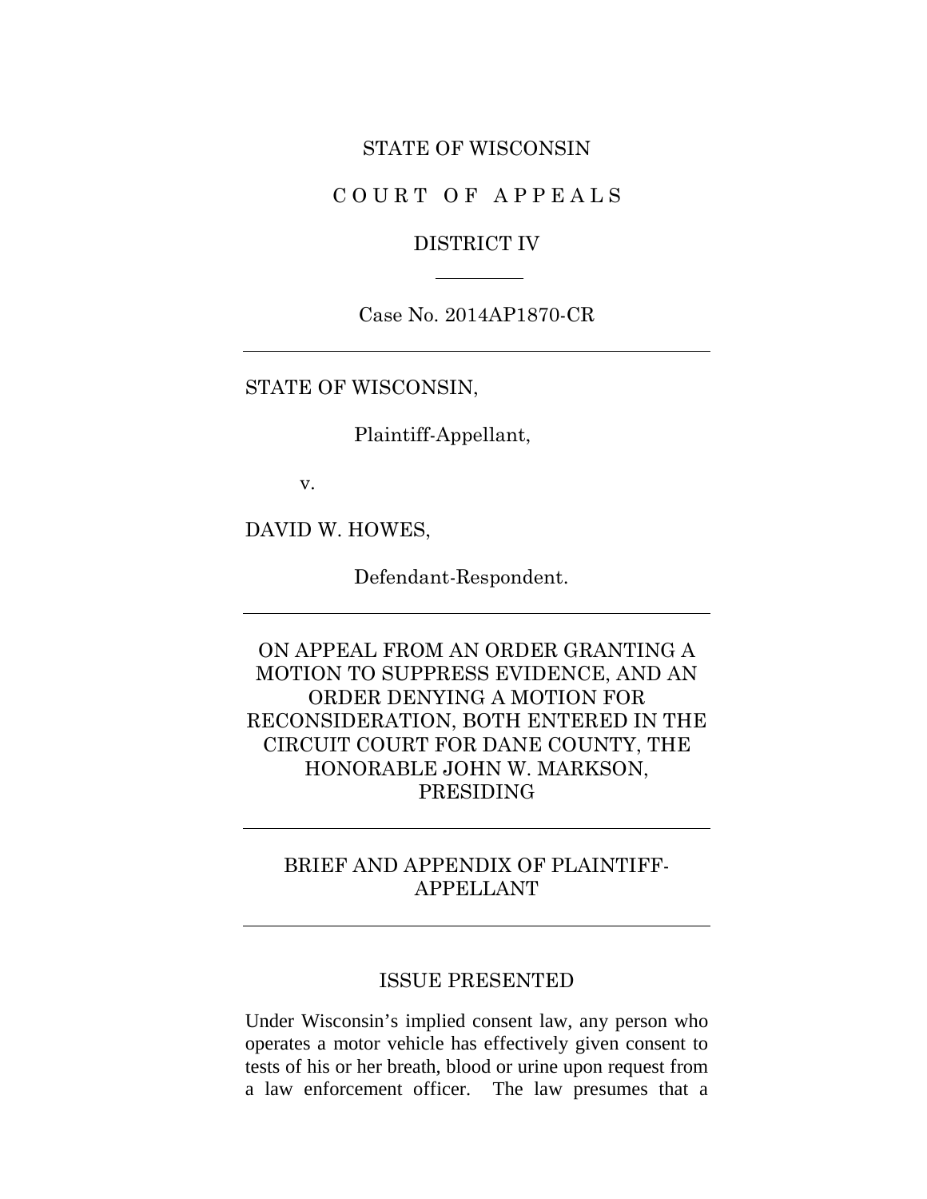STATE OF WISCONSIN

C O U R T O F A P P E A L S

DISTRICT IV

---

Case No. 2014AP1870-CR

---

STATE OF WISCONSIN,

Plaintiff-Appellant,

v.

DAVID W. HOWES,

Defendant-Respondent.

---

ON APPEAL FROM AN ORDER GRANTING A MOTION TO SUPPRESS EVIDENCE, AND AN ORDER DENYING A MOTION FOR RECONSIDERATION, BOTH ENTERED IN THE CIRCUIT COURT FOR DANE COUNTY, THE HONORABLE JOHN W. MARKSON, PRESIDING

---

BRIEF AND APPENDIX OF PLAINTIFF-APPELLANT

---

## ISSUE PRESENTED

Under Wisconsin's implied consent law, any person who operates a motor vehicle has effectively given consent to tests of his or her breath, blood or urine upon request from a law enforcement officer. The law presumes that a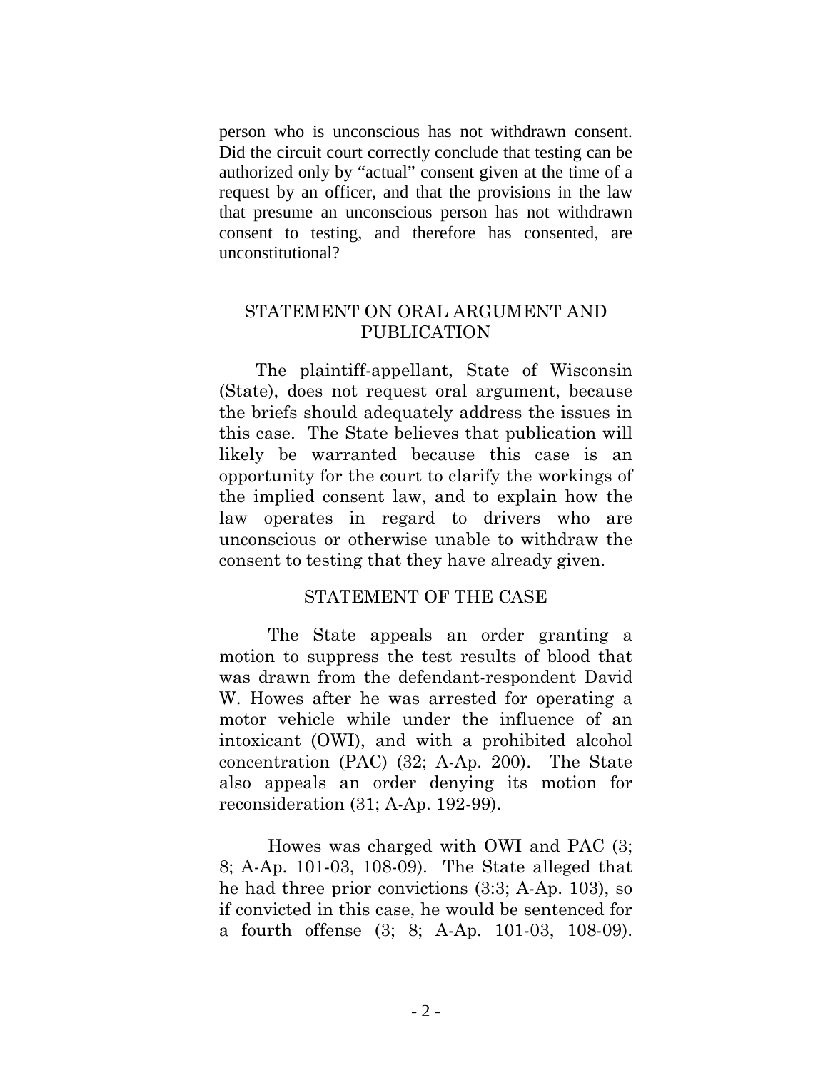person who is unconscious has not withdrawn consent. Did the circuit court correctly conclude that testing can be authorized only by "actual" consent given at the time of a request by an officer, and that the provisions in the law that presume an unconscious person has not withdrawn consent to testing, and therefore has consented, are unconstitutional?

## STATEMENT ON ORAL ARGUMENT AND PUBLICATION

The plaintiff-appellant, State of Wisconsin (State), does not request oral argument, because the briefs should adequately address the issues in this case. The State believes that publication will likely be warranted because this case is an opportunity for the court to clarify the workings of the implied consent law, and to explain how the law operates in regard to drivers who are unconscious or otherwise unable to withdraw the consent to testing that they have already given.

## STATEMENT OF THE CASE

The State appeals an order granting a motion to suppress the test results of blood that was drawn from the defendant-respondent David W. Howes after he was arrested for operating a motor vehicle while under the influence of an intoxicant (OWI), and with a prohibited alcohol concentration (PAC) (32; A-Ap. 200). The State also appeals an order denying its motion for reconsideration (31; A-Ap. 192-99).

Howes was charged with OWI and PAC (3; 8; A-Ap. 101-03, 108-09). The State alleged that he had three prior convictions (3:3; A-Ap. 103), so if convicted in this case, he would be sentenced for a fourth offense (3; 8; A-Ap. 101-03, 108-09).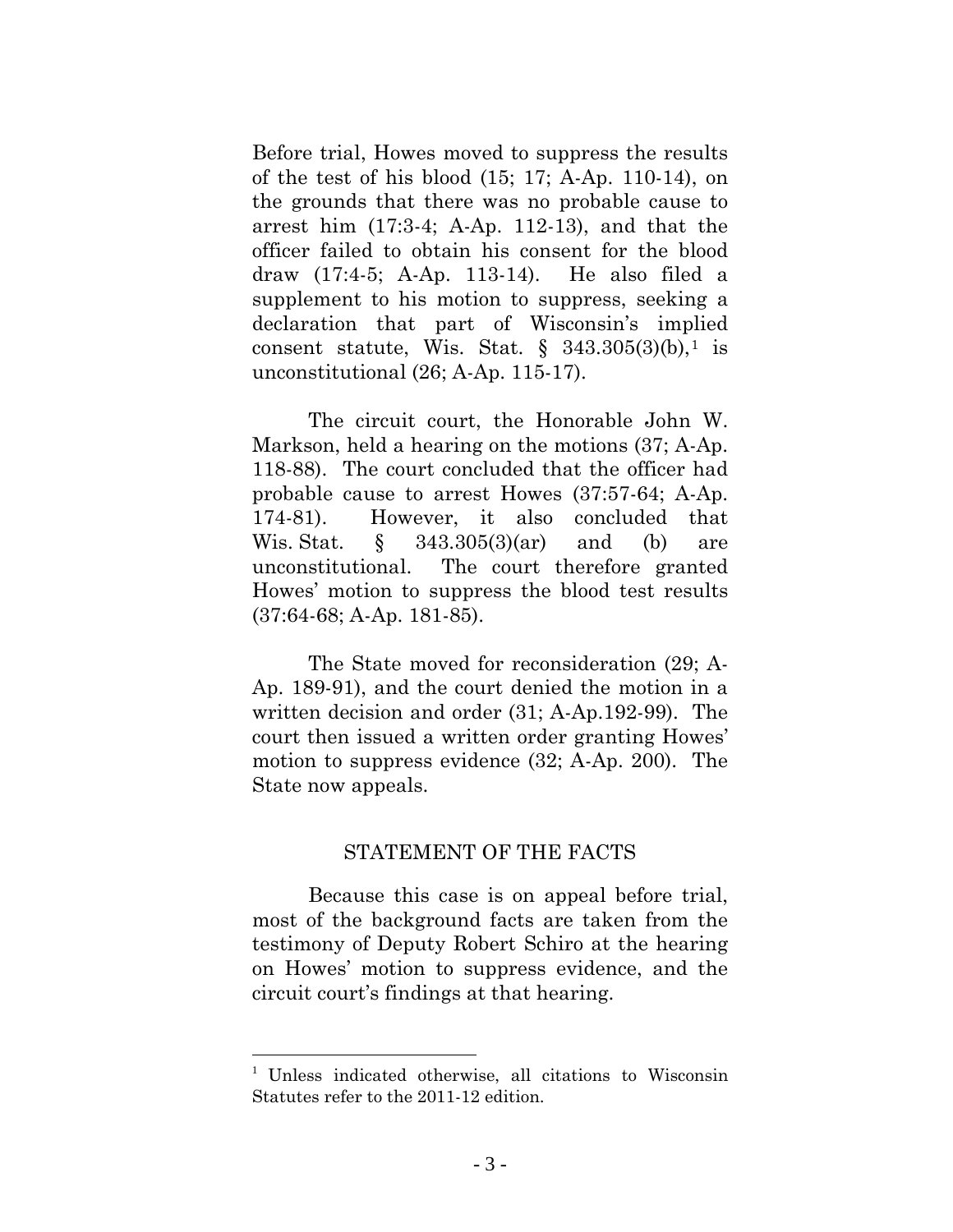Before trial, Howes moved to suppress the results of the test of his blood (15; 17; A-Ap. 110-14), on the grounds that there was no probable cause to arrest him (17:3-4; A-Ap. 112-13), and that the officer failed to obtain his consent for the blood draw (17:4-5; A-Ap. 113-14). He also filed a supplement to his motion to suppress, seeking a declaration that part of Wisconsin's implied consent statute, Wis. Stat. § 343.305(3)(b),[1] is unconstitutional (26; A-Ap. 115-17).

The circuit court, the Honorable John W. Markson, held a hearing on the motions (37; A-Ap. 118-88). The court concluded that the officer had probable cause to arrest Howes (37:57-64; A-Ap. 174-81). However, it also concluded that Wis. Stat. § 343.305(3)(ar) and (b) are unconstitutional. The court therefore granted Howes' motion to suppress the blood test results (37:64-68; A-Ap. 181-85).

The State moved for reconsideration (29; A-Ap. 189-91), and the court denied the motion in a written decision and order (31; A-Ap.192-99). The court then issued a written order granting Howes' motion to suppress evidence (32; A-Ap. 200). The State now appeals.

## STATEMENT OF THE FACTS

Because this case is on appeal before trial, most of the background facts are taken from the testimony of Deputy Robert Schiro at the hearing on Howes' motion to suppress evidence, and the circuit court's findings at that hearing.

---

[1] Unless indicated otherwise, all citations to Wisconsin Statutes refer to the 2011-12 edition.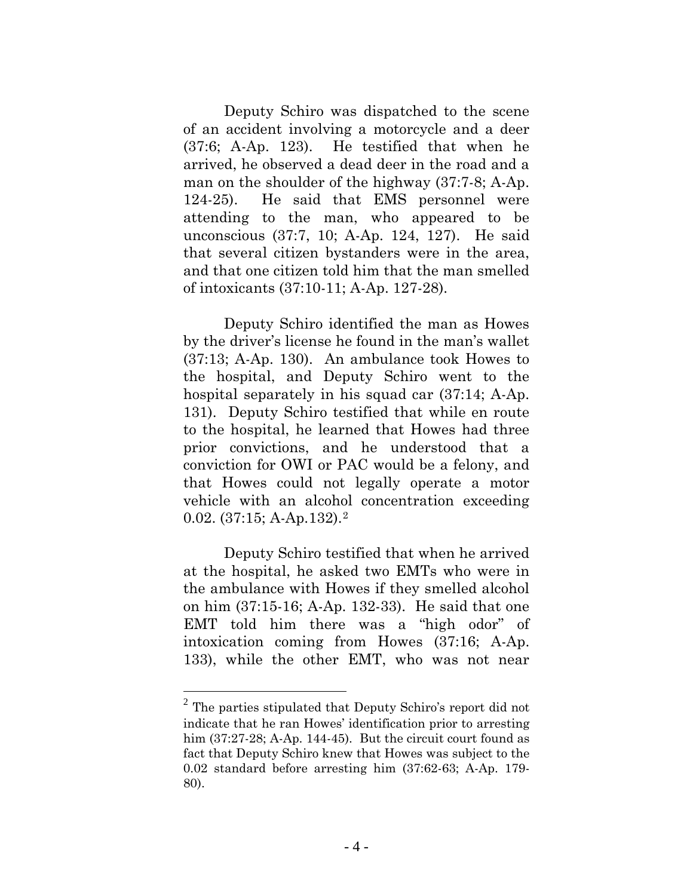Deputy Schiro was dispatched to the scene of an accident involving a motorcycle and a deer (37:6; A-Ap. 123). He testified that when he arrived, he observed a dead deer in the road and a man on the shoulder of the highway (37:7-8; A-Ap. 124-25). He said that EMS personnel were attending to the man, who appeared to be unconscious (37:7, 10; A-Ap. 124, 127). He said that several citizen bystanders were in the area, and that one citizen told him that the man smelled of intoxicants (37:10-11; A-Ap. 127-28).

Deputy Schiro identified the man as Howes by the driver's license he found in the man's wallet (37:13; A-Ap. 130). An ambulance took Howes to the hospital, and Deputy Schiro went to the hospital separately in his squad car (37:14; A-Ap. 131). Deputy Schiro testified that while en route to the hospital, he learned that Howes had three prior convictions, and he understood that a conviction for OWI or PAC would be a felony, and that Howes could not legally operate a motor vehicle with an alcohol concentration exceeding 0.02. (37:15; A-Ap.132).[2]

Deputy Schiro testified that when he arrived at the hospital, he asked two EMTs who were in the ambulance with Howes if they smelled alcohol on him (37:15-16; A-Ap. 132-33). He said that one EMT told him there was a "high odor" of intoxication coming from Howes (37:16; A-Ap. 133), while the other EMT, who was not near

---

[2] The parties stipulated that Deputy Schiro's report did not indicate that he ran Howes' identification prior to arresting him (37:27-28; A-Ap. 144-45). But the circuit court found as fact that Deputy Schiro knew that Howes was subject to the 0.02 standard before arresting him (37:62-63; A-Ap. 179-80).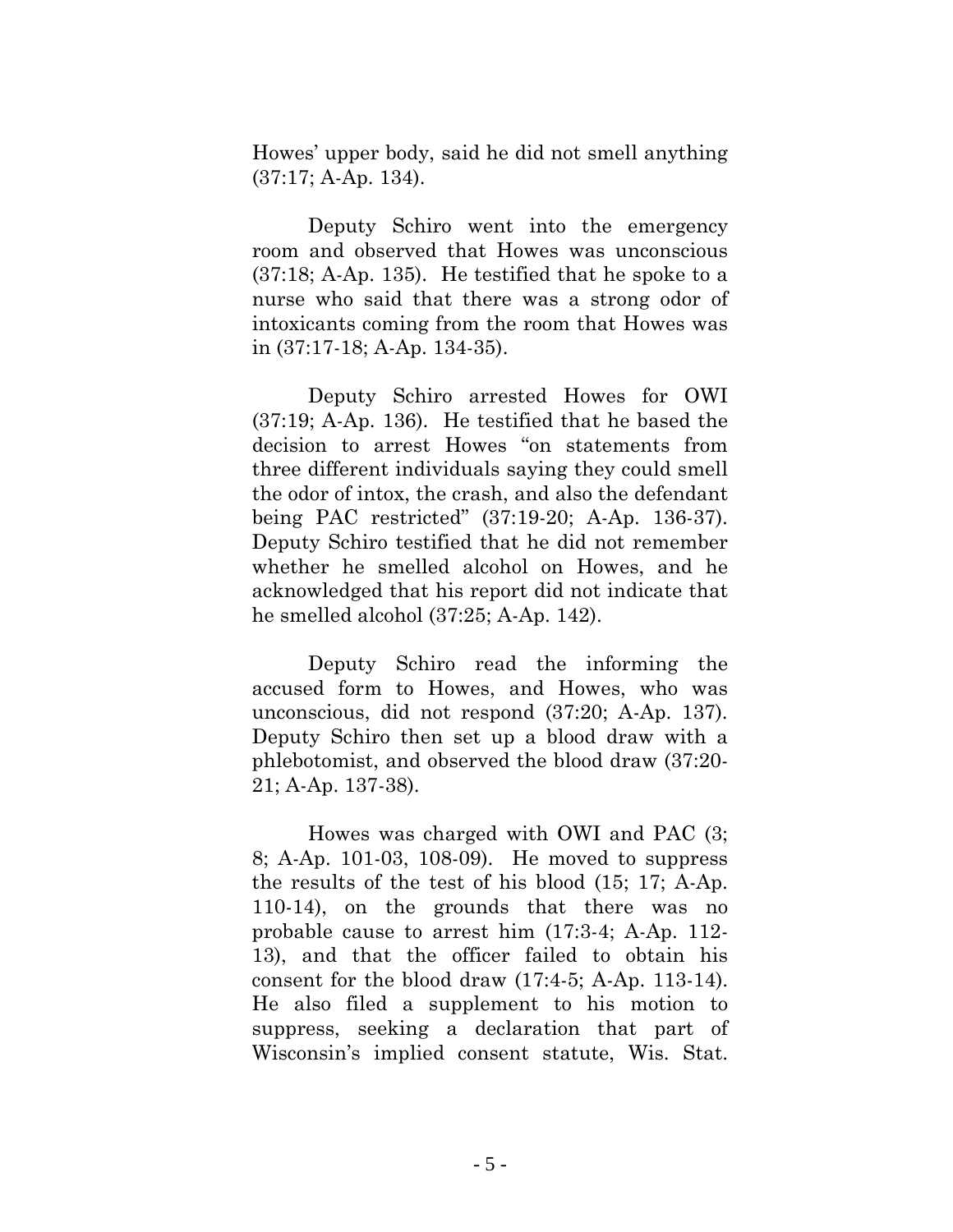Howes' upper body, said he did not smell anything (37:17; A-Ap. 134).

Deputy Schiro went into the emergency room and observed that Howes was unconscious (37:18; A-Ap. 135). He testified that he spoke to a nurse who said that there was a strong odor of intoxicants coming from the room that Howes was in (37:17-18; A-Ap. 134-35).

Deputy Schiro arrested Howes for OWI (37:19; A-Ap. 136). He testified that he based the decision to arrest Howes "on statements from three different individuals saying they could smell the odor of intox, the crash, and also the defendant being PAC restricted" (37:19-20; A-Ap. 136-37). Deputy Schiro testified that he did not remember whether he smelled alcohol on Howes, and he acknowledged that his report did not indicate that he smelled alcohol (37:25; A-Ap. 142).

Deputy Schiro read the informing the accused form to Howes, and Howes, who was unconscious, did not respond (37:20; A-Ap. 137). Deputy Schiro then set up a blood draw with a phlebotomist, and observed the blood draw (37:20-21; A-Ap. 137-38).

Howes was charged with OWI and PAC (3; 8; A-Ap. 101-03, 108-09). He moved to suppress the results of the test of his blood (15; 17; A-Ap. 110-14), on the grounds that there was no probable cause to arrest him (17:3-4; A-Ap. 112-13), and that the officer failed to obtain his consent for the blood draw (17:4-5; A-Ap. 113-14). He also filed a supplement to his motion to suppress, seeking a declaration that part of Wisconsin's implied consent statute, Wis. Stat.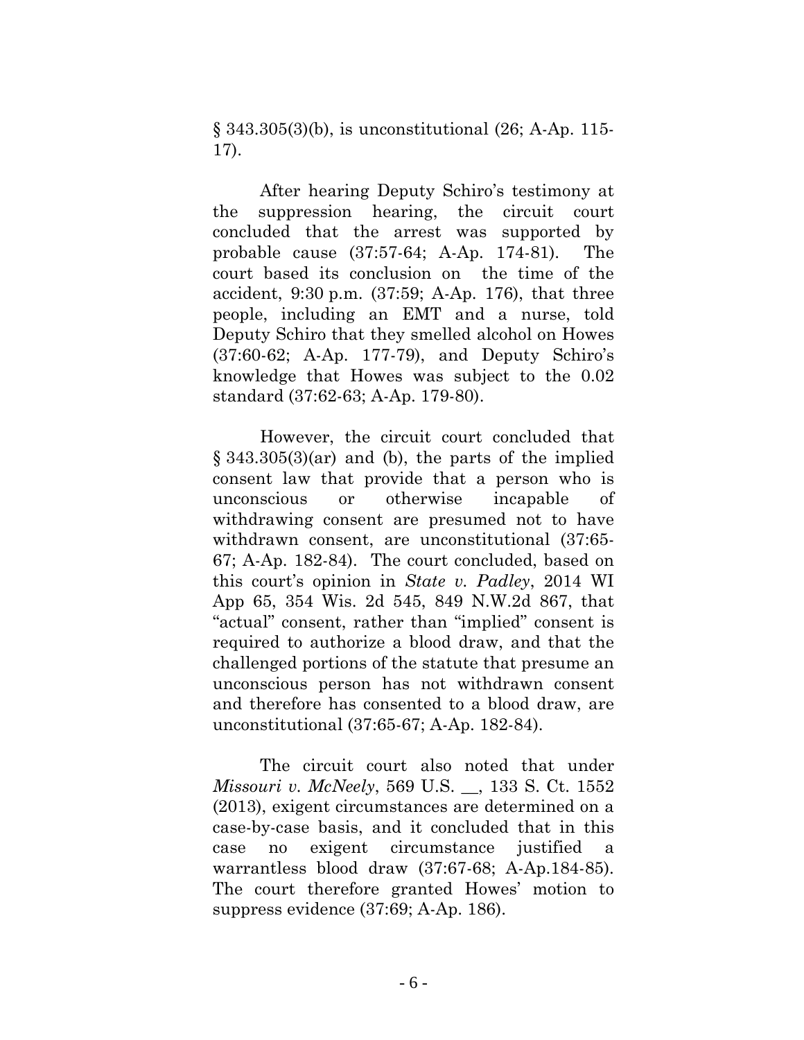§ 343.305(3)(b), is unconstitutional (26; A-Ap. 115-17).

After hearing Deputy Schiro's testimony at the suppression hearing, the circuit court concluded that the arrest was supported by probable cause (37:57-64; A-Ap. 174-81). The court based its conclusion on the time of the accident, 9:30 p.m. (37:59; A-Ap. 176), that three people, including an EMT and a nurse, told Deputy Schiro that they smelled alcohol on Howes (37:60-62; A-Ap. 177-79), and Deputy Schiro's knowledge that Howes was subject to the 0.02 standard (37:62-63; A-Ap. 179-80).

However, the circuit court concluded that § 343.305(3)(ar) and (b), the parts of the implied consent law that provide that a person who is unconscious or otherwise incapable of withdrawing consent are presumed not to have withdrawn consent, are unconstitutional (37:65-67; A-Ap. 182-84). The court concluded, based on this court's opinion in *State v. Padley*, 2014 WI App 65, 354 Wis. 2d 545, 849 N.W.2d 867, that "actual" consent, rather than "implied" consent is required to authorize a blood draw, and that the challenged portions of the statute that presume an unconscious person has not withdrawn consent and therefore has consented to a blood draw, are unconstitutional (37:65-67; A-Ap. 182-84).

The circuit court also noted that under *Missouri v. McNeely*, 569 U.S. __, 133 S. Ct. 1552 (2013), exigent circumstances are determined on a case-by-case basis, and it concluded that in this case no exigent circumstance justified a warrantless blood draw (37:67-68; A-Ap.184-85). The court therefore granted Howes' motion to suppress evidence (37:69; A-Ap. 186).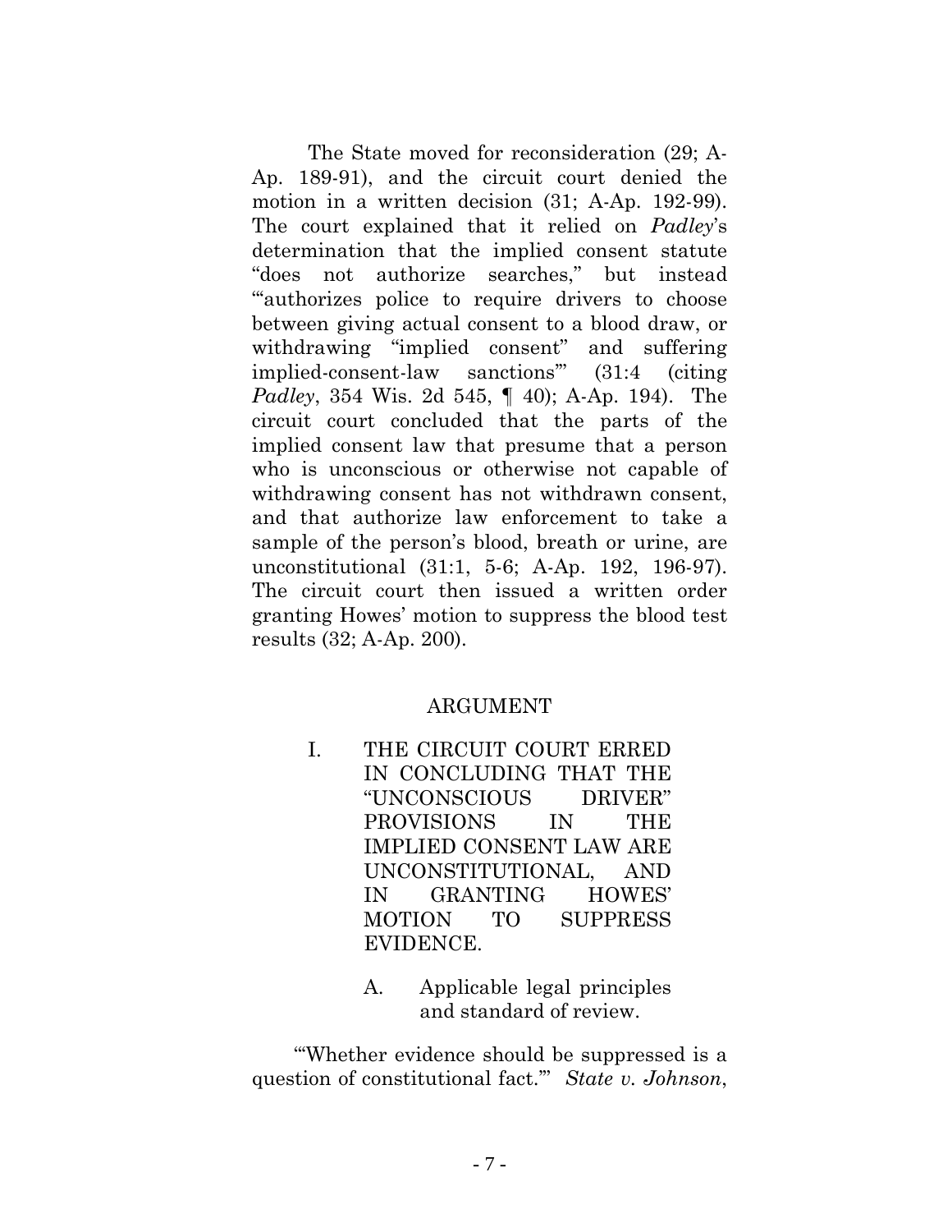The State moved for reconsideration (29; A-Ap. 189-91), and the circuit court denied the motion in a written decision (31; A-Ap. 192-99). The court explained that it relied on *Padley*'s determination that the implied consent statute "does not authorize searches," but instead "'authorizes police to require drivers to choose between giving actual consent to a blood draw, or withdrawing "implied consent" and suffering implied-consent-law sanctions'" (31:4 (citing *Padley*, 354 Wis. 2d 545, ¶ 40); A-Ap. 194). The circuit court concluded that the parts of the implied consent law that presume that a person who is unconscious or otherwise not capable of withdrawing consent has not withdrawn consent, and that authorize law enforcement to take a sample of the person's blood, breath or urine, are unconstitutional (31:1, 5-6; A-Ap. 192, 196-97). The circuit court then issued a written order granting Howes' motion to suppress the blood test results (32; A-Ap. 200).

## ARGUMENT

### I. THE CIRCUIT COURT ERRED IN CONCLUDING THAT THE "UNCONSCIOUS DRIVER" PROVISIONS IN THE IMPLIED CONSENT LAW ARE UNCONSTITUTIONAL, AND IN GRANTING HOWES' MOTION TO SUPPRESS EVIDENCE.

#### A. Applicable legal principles and standard of review.

"'Whether evidence should be suppressed is a question of constitutional fact.'" *State v. Johnson*,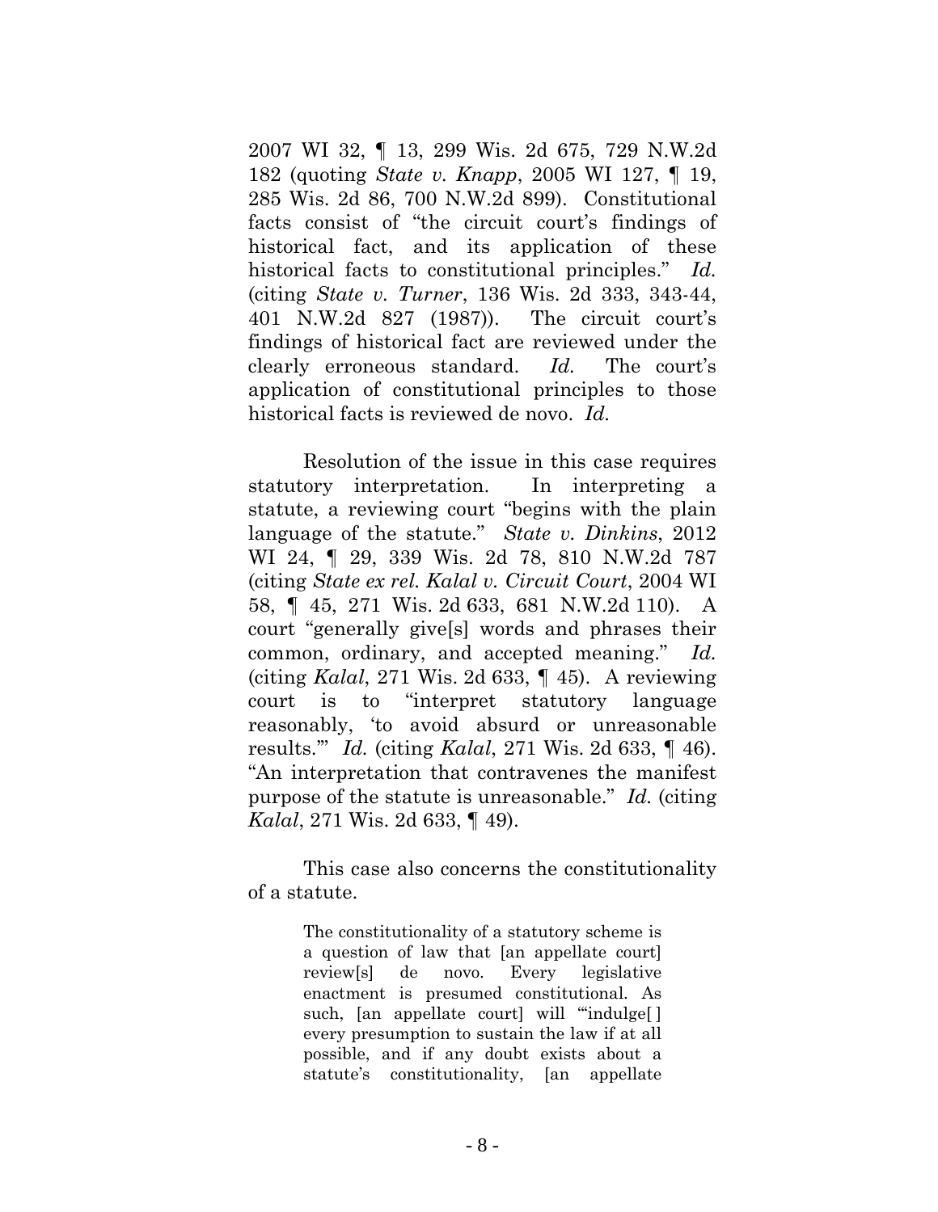2007 WI 32, ¶ 13, 299 Wis. 2d 675, 729 N.W.2d 182 (quoting *State v. Knapp*, 2005 WI 127, ¶ 19, 285 Wis. 2d 86, 700 N.W.2d 899). Constitutional facts consist of "the circuit court's findings of historical fact, and its application of these historical facts to constitutional principles." *Id.* (citing *State v. Turner*, 136 Wis. 2d 333, 343-44, 401 N.W.2d 827 (1987)). The circuit court's findings of historical fact are reviewed under the clearly erroneous standard. *Id.* The court's application of constitutional principles to those historical facts is reviewed de novo. *Id.*

Resolution of the issue in this case requires statutory interpretation. In interpreting a statute, a reviewing court "begins with the plain language of the statute." *State v. Dinkins*, 2012 WI 24, ¶ 29, 339 Wis. 2d 78, 810 N.W.2d 787 (citing *State ex rel. Kalal v. Circuit Court*, 2004 WI 58, ¶ 45, 271 Wis. 2d 633, 681 N.W.2d 110). A court "generally give[s] words and phrases their common, ordinary, and accepted meaning." *Id.* (citing *Kalal*, 271 Wis. 2d 633, ¶ 45). A reviewing court is to "interpret statutory language reasonably, 'to avoid absurd or unreasonable results.'" *Id.* (citing *Kalal*, 271 Wis. 2d 633, ¶ 46). "An interpretation that contravenes the manifest purpose of the statute is unreasonable." *Id.* (citing *Kalal*, 271 Wis. 2d 633, ¶ 49).

This case also concerns the constitutionality of a statute.

> The constitutionality of a statutory scheme is a question of law that [an appellate court] review[s] de novo. Every legislative enactment is presumed constitutional. As such, [an appellate court] will "'indulge[ ] every presumption to sustain the law if at all possible, and if any doubt exists about a statute's constitutionality, [an appellate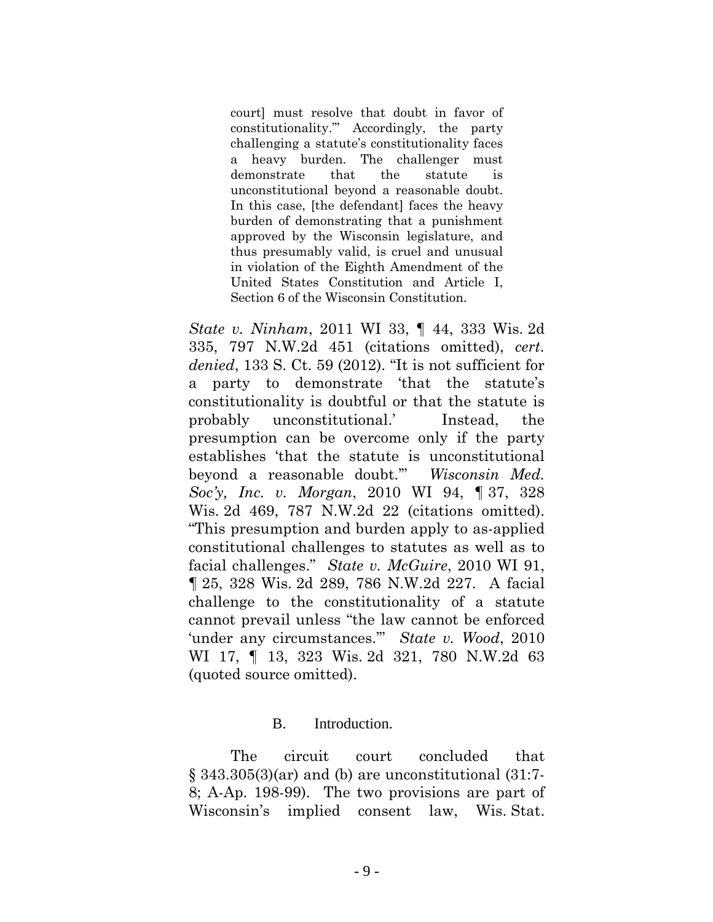> court] must resolve that doubt in favor of constitutionality.'" Accordingly, the party challenging a statute's constitutionality faces a heavy burden. The challenger must demonstrate that the statute is unconstitutional beyond a reasonable doubt. In this case, [the defendant] faces the heavy burden of demonstrating that a punishment approved by the Wisconsin legislature, and thus presumably valid, is cruel and unusual in violation of the Eighth Amendment of the United States Constitution and Article I, Section 6 of the Wisconsin Constitution.

*State v. Ninham*, 2011 WI 33, ¶ 44, 333 Wis. 2d 335, 797 N.W.2d 451 (citations omitted), *cert. denied*, 133 S. Ct. 59 (2012). "It is not sufficient for a party to demonstrate 'that the statute's constitutionality is doubtful or that the statute is probably unconstitutional.' Instead, the presumption can be overcome only if the party establishes 'that the statute is unconstitutional beyond a reasonable doubt.'" *Wisconsin Med. Soc'y, Inc. v. Morgan*, 2010 WI 94, ¶ 37, 328 Wis. 2d 469, 787 N.W.2d 22 (citations omitted). "This presumption and burden apply to as-applied constitutional challenges to statutes as well as to facial challenges." *State v. McGuire*, 2010 WI 91, ¶ 25, 328 Wis. 2d 289, 786 N.W.2d 227. A facial challenge to the constitutionality of a statute cannot prevail unless "the law cannot be enforced 'under any circumstances.'" *State v. Wood*, 2010 WI 17, ¶ 13, 323 Wis. 2d 321, 780 N.W.2d 63 (quoted source omitted).

### B. Introduction.

The circuit court concluded that § 343.305(3)(ar) and (b) are unconstitutional (31:7-8; A-Ap. 198-99). The two provisions are part of Wisconsin's implied consent law, Wis. Stat.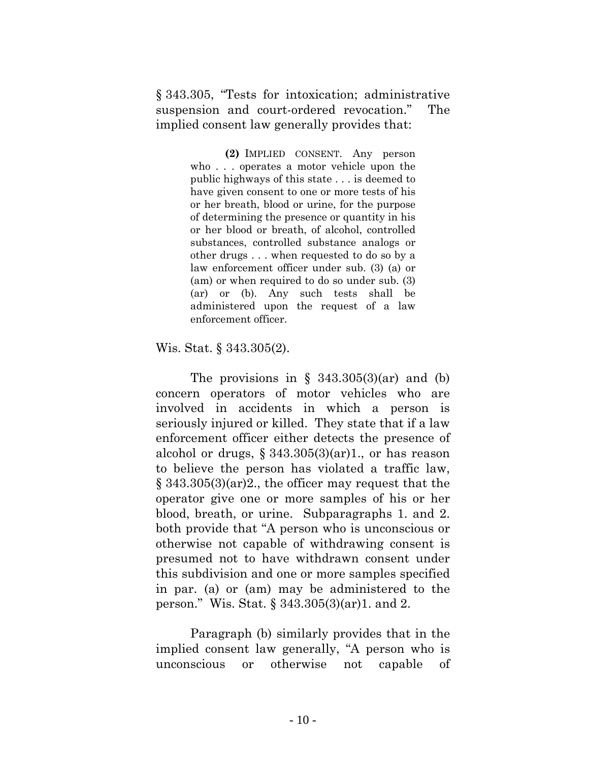§ 343.305, "Tests for intoxication; administrative suspension and court-ordered revocation." The implied consent law generally provides that:

> **(2)** IMPLIED CONSENT. Any person who . . . operates a motor vehicle upon the public highways of this state . . . is deemed to have given consent to one or more tests of his or her breath, blood or urine, for the purpose of determining the presence or quantity in his or her blood or breath, of alcohol, controlled substances, controlled substance analogs or other drugs . . . when requested to do so by a law enforcement officer under sub. (3) (a) or (am) or when required to do so under sub. (3) (ar) or (b). Any such tests shall be administered upon the request of a law enforcement officer.

Wis. Stat. § 343.305(2).

The provisions in § 343.305(3)(ar) and (b) concern operators of motor vehicles who are involved in accidents in which a person is seriously injured or killed. They state that if a law enforcement officer either detects the presence of alcohol or drugs, § 343.305(3)(ar)1., or has reason to believe the person has violated a traffic law, § 343.305(3)(ar)2., the officer may request that the operator give one or more samples of his or her blood, breath, or urine. Subparagraphs 1. and 2. both provide that "A person who is unconscious or otherwise not capable of withdrawing consent is presumed not to have withdrawn consent under this subdivision and one or more samples specified in par. (a) or (am) may be administered to the person." Wis. Stat. § 343.305(3)(ar)1. and 2.

Paragraph (b) similarly provides that in the implied consent law generally, "A person who is unconscious or otherwise not capable of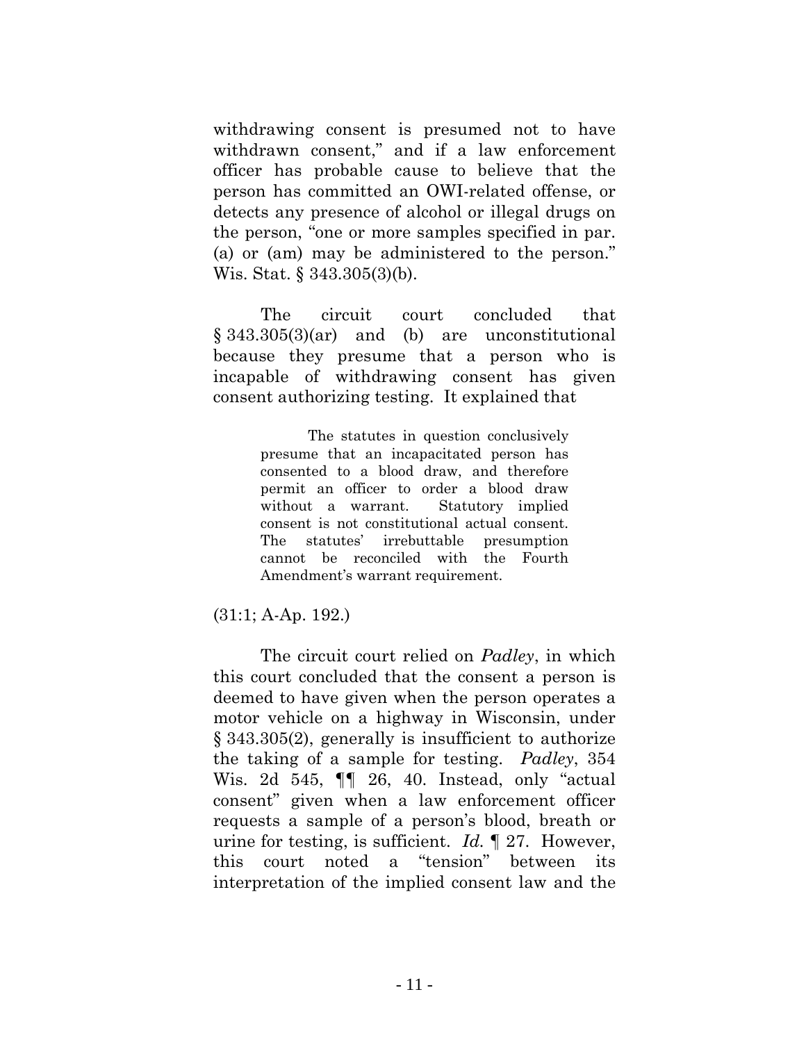withdrawing consent is presumed not to have withdrawn consent," and if a law enforcement officer has probable cause to believe that the person has committed an OWI-related offense, or detects any presence of alcohol or illegal drugs on the person, "one or more samples specified in par. (a) or (am) may be administered to the person." Wis. Stat. § 343.305(3)(b).

The circuit court concluded that § 343.305(3)(ar) and (b) are unconstitutional because they presume that a person who is incapable of withdrawing consent has given consent authorizing testing. It explained that

> The statutes in question conclusively presume that an incapacitated person has consented to a blood draw, and therefore permit an officer to order a blood draw without a warrant. Statutory implied consent is not constitutional actual consent. The statutes' irrebuttable presumption cannot be reconciled with the Fourth Amendment's warrant requirement.

(31:1; A-Ap. 192.)

The circuit court relied on *Padley*, in which this court concluded that the consent a person is deemed to have given when the person operates a motor vehicle on a highway in Wisconsin, under § 343.305(2), generally is insufficient to authorize the taking of a sample for testing. *Padley*, 354 Wis. 2d 545, ¶¶ 26, 40. Instead, only "actual consent" given when a law enforcement officer requests a sample of a person's blood, breath or urine for testing, is sufficient. *Id.* ¶ 27. However, this court noted a "tension" between its interpretation of the implied consent law and the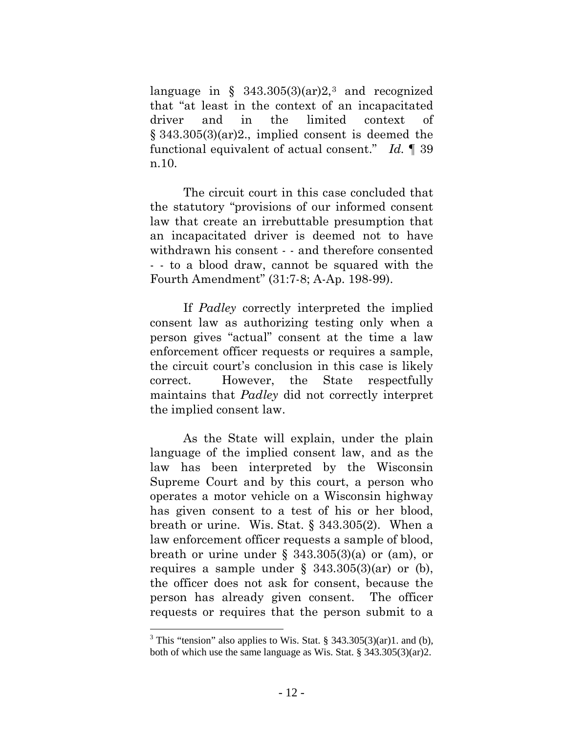language in § 343.305(3)(ar)2,[3] and recognized that "at least in the context of an incapacitated driver and in the limited context of § 343.305(3)(ar)2., implied consent is deemed the functional equivalent of actual consent." *Id.* ¶ 39 n.10.

The circuit court in this case concluded that the statutory "provisions of our informed consent law that create an irrebuttable presumption that an incapacitated driver is deemed not to have withdrawn his consent - - and therefore consented - - to a blood draw, cannot be squared with the Fourth Amendment" (31:7-8; A-Ap. 198-99).

If *Padley* correctly interpreted the implied consent law as authorizing testing only when a person gives "actual" consent at the time a law enforcement officer requests or requires a sample, the circuit court's conclusion in this case is likely correct. However, the State respectfully maintains that *Padley* did not correctly interpret the implied consent law.

As the State will explain, under the plain language of the implied consent law, and as the law has been interpreted by the Wisconsin Supreme Court and by this court, a person who operates a motor vehicle on a Wisconsin highway has given consent to a test of his or her blood, breath or urine. Wis. Stat. § 343.305(2). When a law enforcement officer requests a sample of blood, breath or urine under § 343.305(3)(a) or (am), or requires a sample under § 343.305(3)(ar) or (b), the officer does not ask for consent, because the person has already given consent. The officer requests or requires that the person submit to a

[3] This "tension" also applies to Wis. Stat. § 343.305(3)(ar)1. and (b), both of which use the same language as Wis. Stat. § 343.305(3)(ar)2.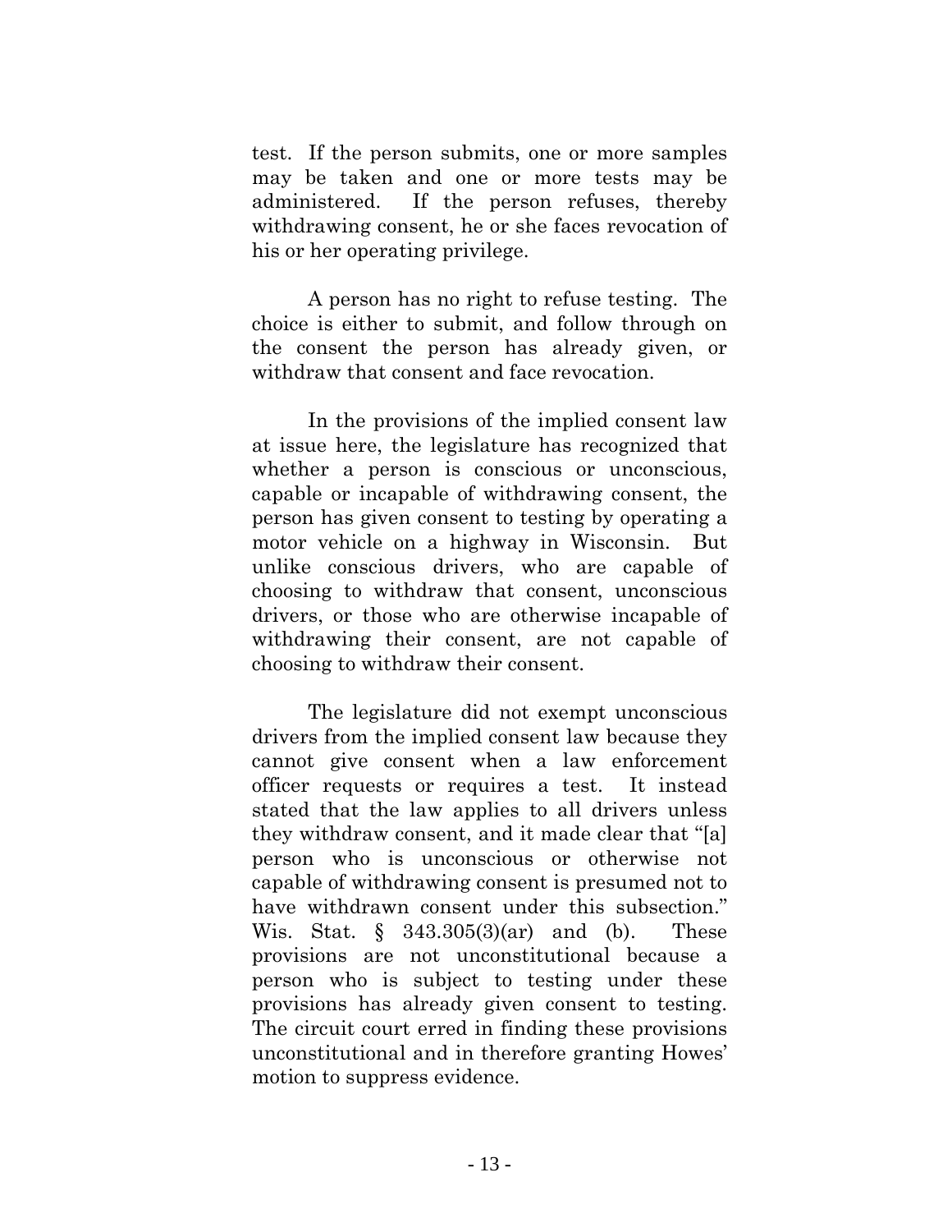test. If the person submits, one or more samples may be taken and one or more tests may be administered. If the person refuses, thereby withdrawing consent, he or she faces revocation of his or her operating privilege.

A person has no right to refuse testing. The choice is either to submit, and follow through on the consent the person has already given, or withdraw that consent and face revocation.

In the provisions of the implied consent law at issue here, the legislature has recognized that whether a person is conscious or unconscious, capable or incapable of withdrawing consent, the person has given consent to testing by operating a motor vehicle on a highway in Wisconsin. But unlike conscious drivers, who are capable of choosing to withdraw that consent, unconscious drivers, or those who are otherwise incapable of withdrawing their consent, are not capable of choosing to withdraw their consent.

The legislature did not exempt unconscious drivers from the implied consent law because they cannot give consent when a law enforcement officer requests or requires a test. It instead stated that the law applies to all drivers unless they withdraw consent, and it made clear that "[a] person who is unconscious or otherwise not capable of withdrawing consent is presumed not to have withdrawn consent under this subsection." Wis. Stat. § 343.305(3)(ar) and (b). These provisions are not unconstitutional because a person who is subject to testing under these provisions has already given consent to testing. The circuit court erred in finding these provisions unconstitutional and in therefore granting Howes' motion to suppress evidence.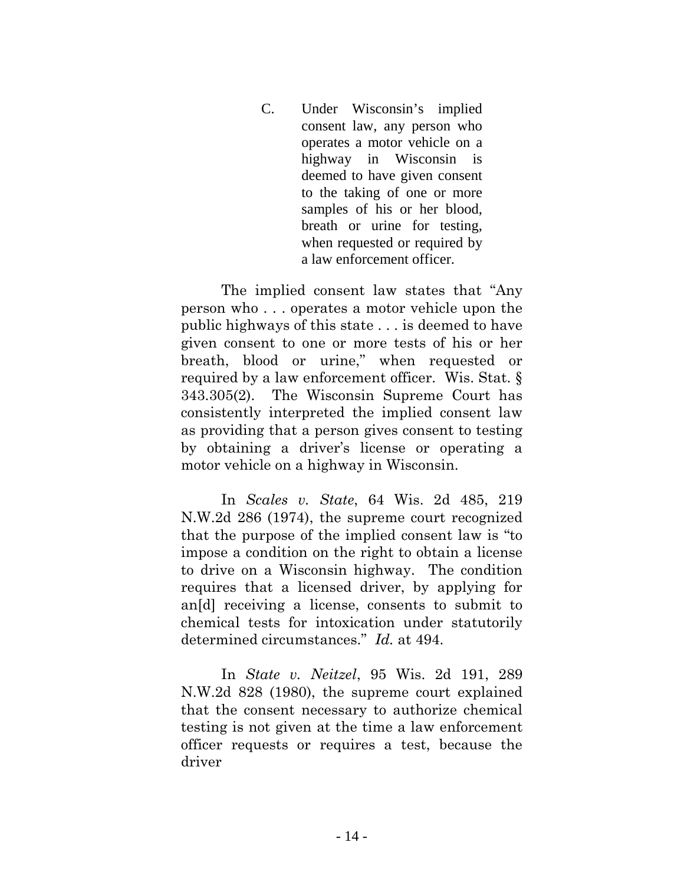C. Under Wisconsin's implied consent law, any person who operates a motor vehicle on a highway in Wisconsin is deemed to have given consent to the taking of one or more samples of his or her blood, breath or urine for testing, when requested or required by a law enforcement officer.

The implied consent law states that "Any person who . . . operates a motor vehicle upon the public highways of this state . . . is deemed to have given consent to one or more tests of his or her breath, blood or urine," when requested or required by a law enforcement officer. Wis. Stat. § 343.305(2). The Wisconsin Supreme Court has consistently interpreted the implied consent law as providing that a person gives consent to testing by obtaining a driver's license or operating a motor vehicle on a highway in Wisconsin.

In *Scales v. State*, 64 Wis. 2d 485, 219 N.W.2d 286 (1974), the supreme court recognized that the purpose of the implied consent law is "to impose a condition on the right to obtain a license to drive on a Wisconsin highway. The condition requires that a licensed driver, by applying for an[d] receiving a license, consents to submit to chemical tests for intoxication under statutorily determined circumstances." *Id.* at 494.

In *State v. Neitzel*, 95 Wis. 2d 191, 289 N.W.2d 828 (1980), the supreme court explained that the consent necessary to authorize chemical testing is not given at the time a law enforcement officer requests or requires a test, because the driver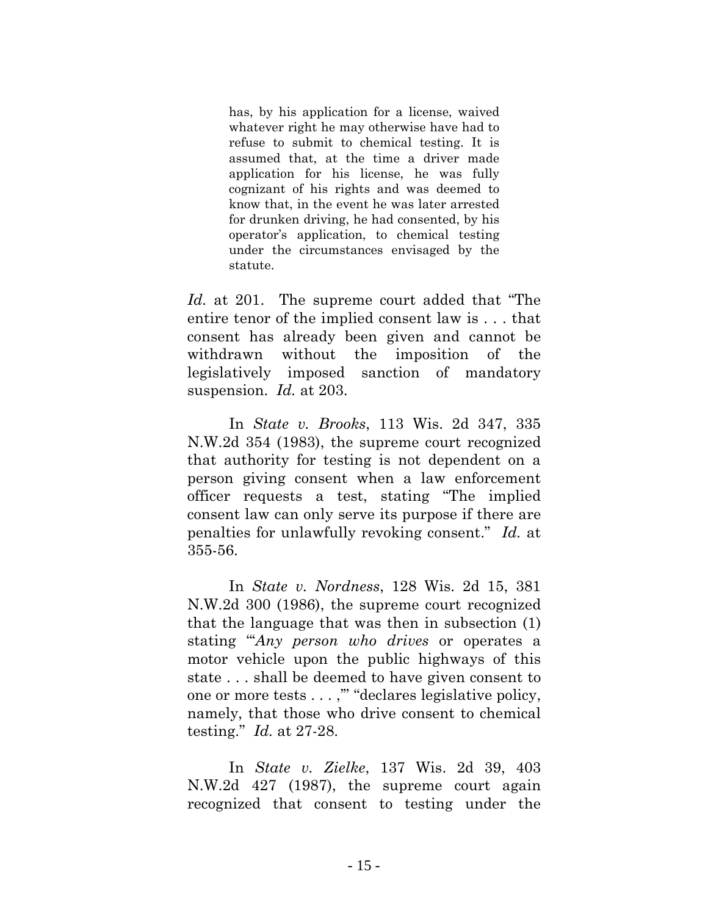> has, by his application for a license, waived whatever right he may otherwise have had to refuse to submit to chemical testing. It is assumed that, at the time a driver made application for his license, he was fully cognizant of his rights and was deemed to know that, in the event he was later arrested for drunken driving, he had consented, by his operator's application, to chemical testing under the circumstances envisaged by the statute.

*Id.* at 201. The supreme court added that "The entire tenor of the implied consent law is . . . that consent has already been given and cannot be withdrawn without the imposition of the legislatively imposed sanction of mandatory suspension. *Id.* at 203.

In *State v. Brooks*, 113 Wis. 2d 347, 335 N.W.2d 354 (1983), the supreme court recognized that authority for testing is not dependent on a person giving consent when a law enforcement officer requests a test, stating "The implied consent law can only serve its purpose if there are penalties for unlawfully revoking consent." *Id.* at 355-56.

In *State v. Nordness*, 128 Wis. 2d 15, 381 N.W.2d 300 (1986), the supreme court recognized that the language that was then in subsection (1) stating "'*Any person who drives* or operates a motor vehicle upon the public highways of this state . . . shall be deemed to have given consent to one or more tests . . . ,'" "declares legislative policy, namely, that those who drive consent to chemical testing." *Id.* at 27-28.

In *State v. Zielke*, 137 Wis. 2d 39, 403 N.W.2d 427 (1987), the supreme court again recognized that consent to testing under the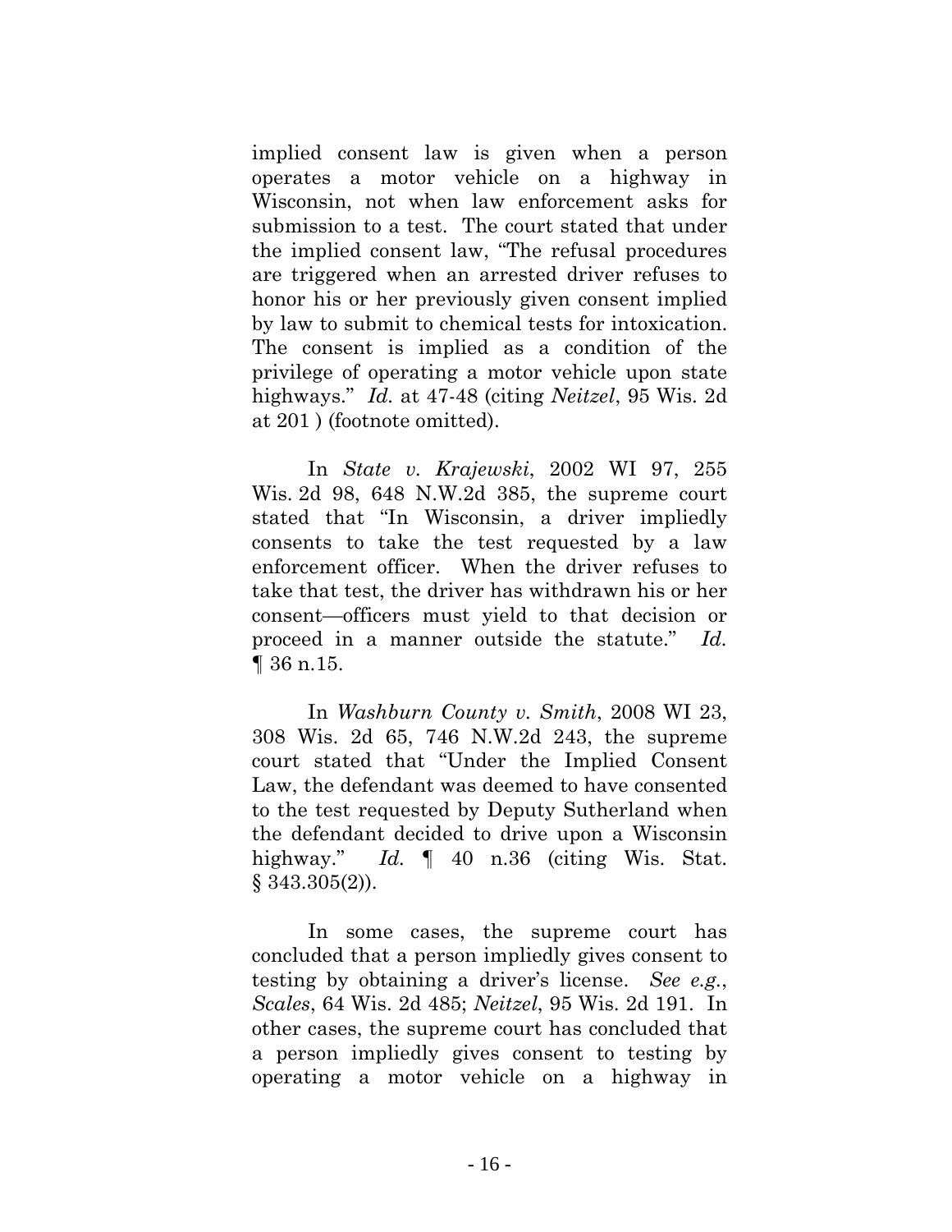implied consent law is given when a person operates a motor vehicle on a highway in Wisconsin, not when law enforcement asks for submission to a test. The court stated that under the implied consent law, "The refusal procedures are triggered when an arrested driver refuses to honor his or her previously given consent implied by law to submit to chemical tests for intoxication. The consent is implied as a condition of the privilege of operating a motor vehicle upon state highways." *Id.* at 47-48 (citing *Neitzel*, 95 Wis. 2d at 201 ) (footnote omitted).

In *State v. Krajewski*, 2002 WI 97, 255 Wis. 2d 98, 648 N.W.2d 385, the supreme court stated that "In Wisconsin, a driver impliedly consents to take the test requested by a law enforcement officer. When the driver refuses to take that test, the driver has withdrawn his or her consent—officers must yield to that decision or proceed in a manner outside the statute." *Id.* ¶ 36 n.15.

In *Washburn County v. Smith*, 2008 WI 23, 308 Wis. 2d 65, 746 N.W.2d 243, the supreme court stated that "Under the Implied Consent Law, the defendant was deemed to have consented to the test requested by Deputy Sutherland when the defendant decided to drive upon a Wisconsin highway." *Id.* ¶ 40 n.36 (citing Wis. Stat. § 343.305(2)).

In some cases, the supreme court has concluded that a person impliedly gives consent to testing by obtaining a driver's license. *See e.g.*, *Scales*, 64 Wis. 2d 485; *Neitzel*, 95 Wis. 2d 191. In other cases, the supreme court has concluded that a person impliedly gives consent to testing by operating a motor vehicle on a highway in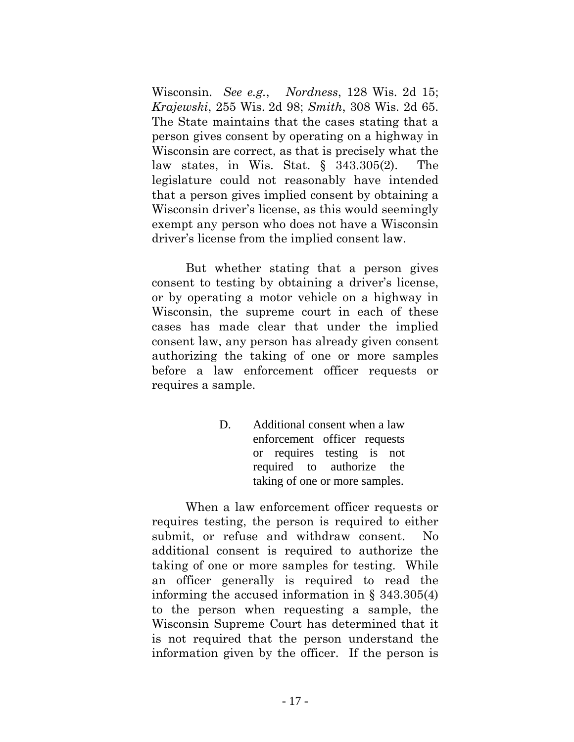Wisconsin. *See e.g.*, *Nordness*, 128 Wis. 2d 15; *Krajewski*, 255 Wis. 2d 98; *Smith*, 308 Wis. 2d 65. The State maintains that the cases stating that a person gives consent by operating on a highway in Wisconsin are correct, as that is precisely what the law states, in Wis. Stat. § 343.305(2). The legislature could not reasonably have intended that a person gives implied consent by obtaining a Wisconsin driver's license, as this would seemingly exempt any person who does not have a Wisconsin driver's license from the implied consent law.

But whether stating that a person gives consent to testing by obtaining a driver's license, or by operating a motor vehicle on a highway in Wisconsin, the supreme court in each of these cases has made clear that under the implied consent law, any person has already given consent authorizing the taking of one or more samples before a law enforcement officer requests or requires a sample.

### D. Additional consent when a law enforcement officer requests or requires testing is not required to authorize the taking of one or more samples.

When a law enforcement officer requests or requires testing, the person is required to either submit, or refuse and withdraw consent. No additional consent is required to authorize the taking of one or more samples for testing. While an officer generally is required to read the informing the accused information in § 343.305(4) to the person when requesting a sample, the Wisconsin Supreme Court has determined that it is not required that the person understand the information given by the officer. If the person is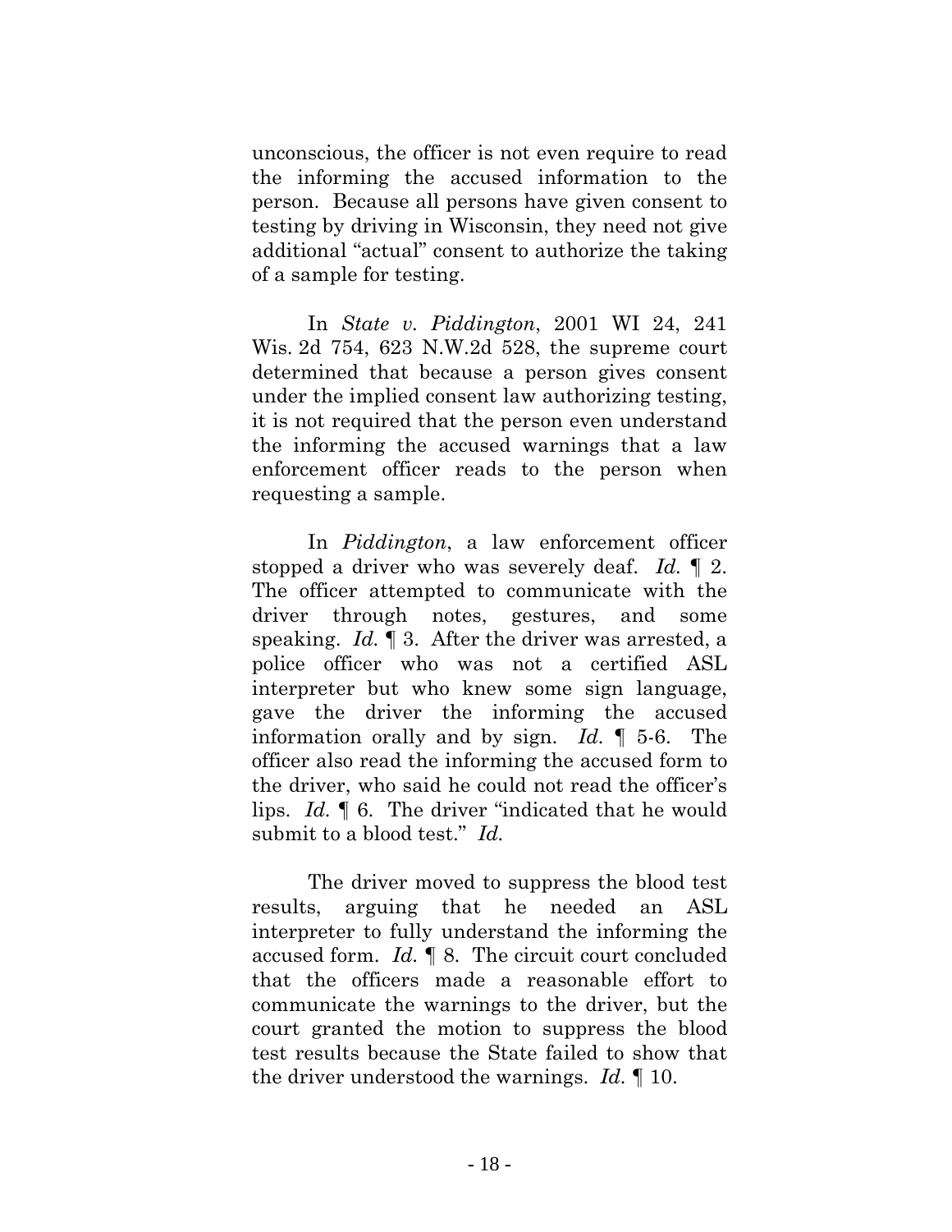unconscious, the officer is not even require to read the informing the accused information to the person. Because all persons have given consent to testing by driving in Wisconsin, they need not give additional "actual" consent to authorize the taking of a sample for testing.

In *State v. Piddington*, 2001 WI 24, 241 Wis. 2d 754, 623 N.W.2d 528, the supreme court determined that because a person gives consent under the implied consent law authorizing testing, it is not required that the person even understand the informing the accused warnings that a law enforcement officer reads to the person when requesting a sample.

In *Piddington*, a law enforcement officer stopped a driver who was severely deaf. *Id.* ¶ 2. The officer attempted to communicate with the driver through notes, gestures, and some speaking. *Id.* ¶ 3. After the driver was arrested, a police officer who was not a certified ASL interpreter but who knew some sign language, gave the driver the informing the accused information orally and by sign. *Id.* ¶ 5-6. The officer also read the informing the accused form to the driver, who said he could not read the officer's lips. *Id.* ¶ 6. The driver "indicated that he would submit to a blood test." *Id.*

The driver moved to suppress the blood test results, arguing that he needed an ASL interpreter to fully understand the informing the accused form. *Id.* ¶ 8. The circuit court concluded that the officers made a reasonable effort to communicate the warnings to the driver, but the court granted the motion to suppress the blood test results because the State failed to show that the driver understood the warnings. *Id.* ¶ 10.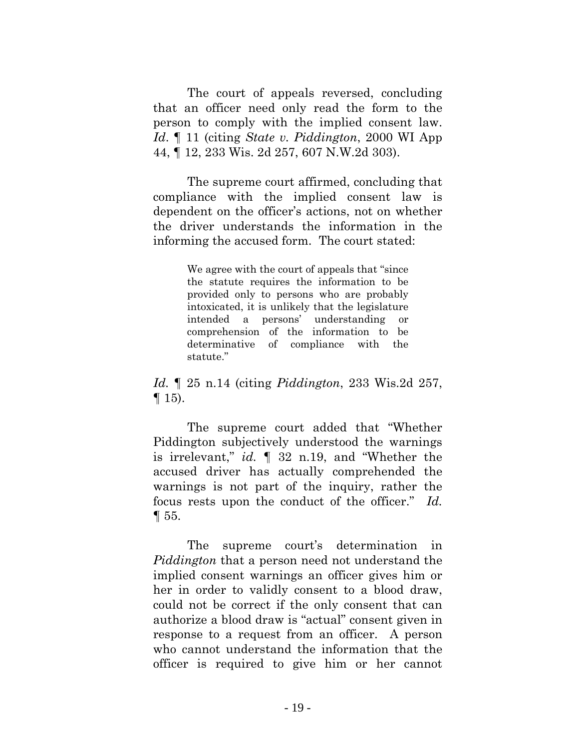The court of appeals reversed, concluding that an officer need only read the form to the person to comply with the implied consent law. *Id*. ¶ 11 (citing *State v. Piddington*, 2000 WI App 44, ¶ 12, 233 Wis. 2d 257, 607 N.W.2d 303).

The supreme court affirmed, concluding that compliance with the implied consent law is dependent on the officer's actions, not on whether the driver understands the information in the informing the accused form. The court stated:

> We agree with the court of appeals that "since the statute requires the information to be provided only to persons who are probably intoxicated, it is unlikely that the legislature intended a persons' understanding or comprehension of the information to be determinative of compliance with the statute."

*Id.* ¶ 25 n.14 (citing *Piddington*, 233 Wis.2d 257, ¶ 15).

The supreme court added that "Whether Piddington subjectively understood the warnings is irrelevant," *id.* ¶ 32 n.19, and "Whether the accused driver has actually comprehended the warnings is not part of the inquiry, rather the focus rests upon the conduct of the officer." *Id.* ¶ 55.

The supreme court's determination in *Piddington* that a person need not understand the implied consent warnings an officer gives him or her in order to validly consent to a blood draw, could not be correct if the only consent that can authorize a blood draw is "actual" consent given in response to a request from an officer. A person who cannot understand the information that the officer is required to give him or her cannot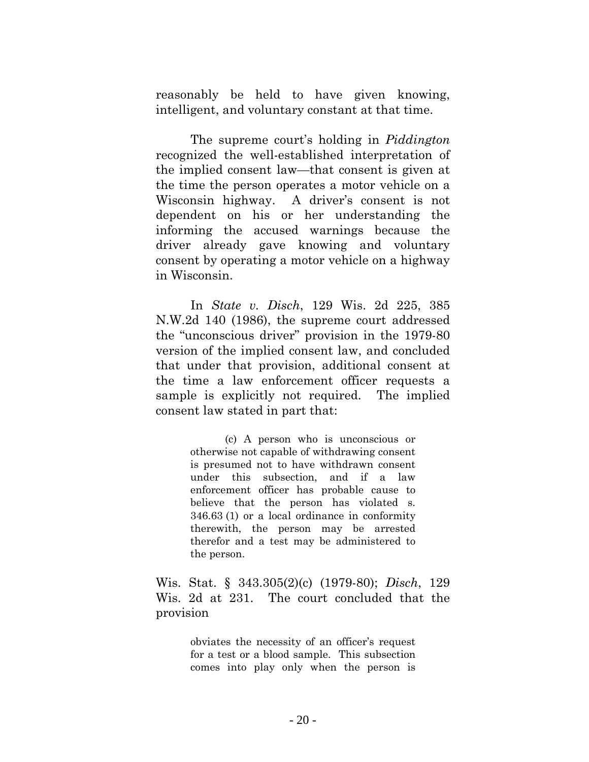reasonably be held to have given knowing, intelligent, and voluntary constant at that time.

The supreme court's holding in *Piddington* recognized the well-established interpretation of the implied consent law—that consent is given at the time the person operates a motor vehicle on a Wisconsin highway. A driver's consent is not dependent on his or her understanding the informing the accused warnings because the driver already gave knowing and voluntary consent by operating a motor vehicle on a highway in Wisconsin.

In *State v. Disch*, 129 Wis. 2d 225, 385 N.W.2d 140 (1986), the supreme court addressed the "unconscious driver" provision in the 1979-80 version of the implied consent law, and concluded that under that provision, additional consent at the time a law enforcement officer requests a sample is explicitly not required. The implied consent law stated in part that:

> (c) A person who is unconscious or otherwise not capable of withdrawing consent is presumed not to have withdrawn consent under this subsection, and if a law enforcement officer has probable cause to believe that the person has violated s. 346.63 (1) or a local ordinance in conformity therewith, the person may be arrested therefor and a test may be administered to the person.

Wis. Stat. § 343.305(2)(c) (1979-80); *Disch*, 129 Wis. 2d at 231. The court concluded that the provision

> obviates the necessity of an officer's request for a test or a blood sample. This subsection comes into play only when the person is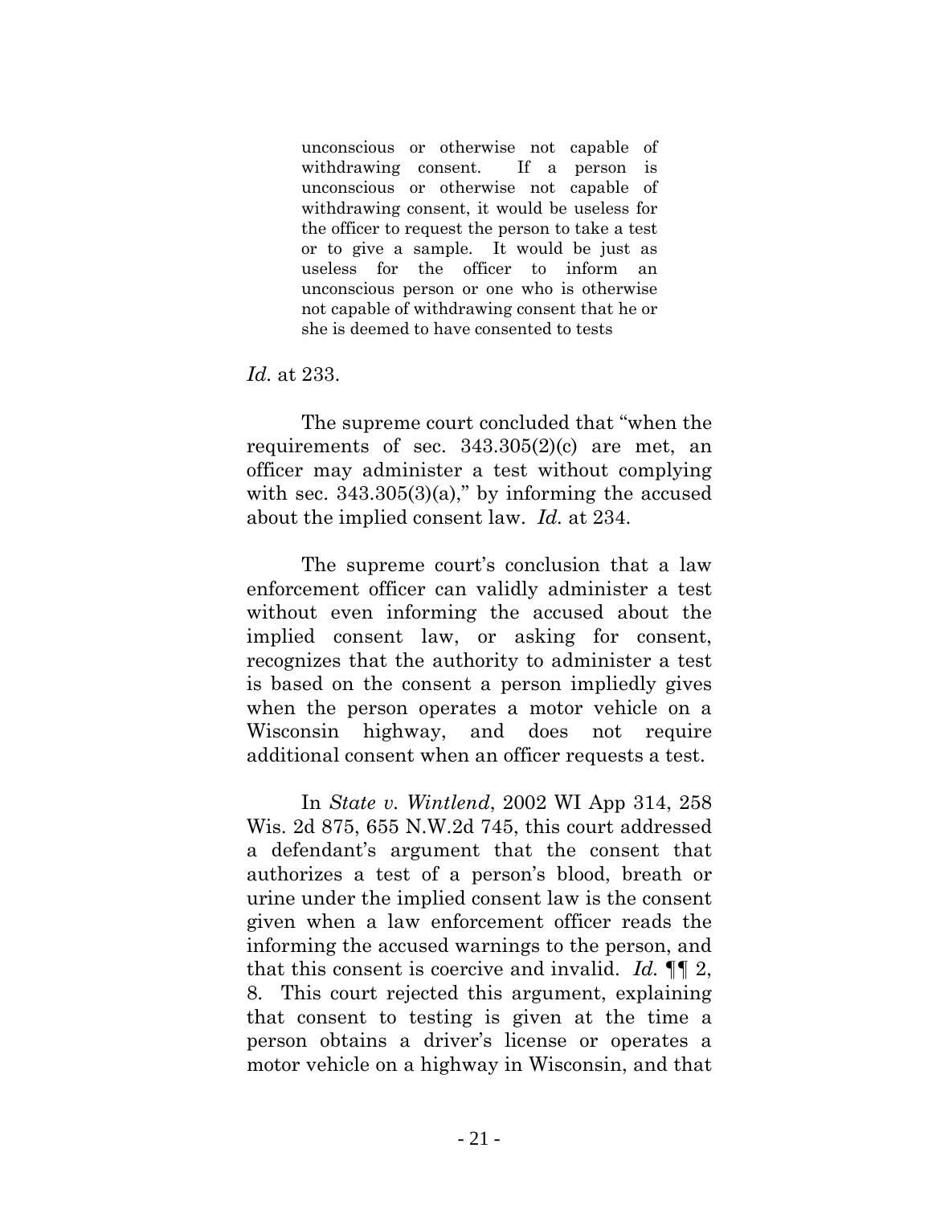> unconscious or otherwise not capable of withdrawing consent. If a person is unconscious or otherwise not capable of withdrawing consent, it would be useless for the officer to request the person to take a test or to give a sample. It would be just as useless for the officer to inform an unconscious person or one who is otherwise not capable of withdrawing consent that he or she is deemed to have consented to tests

*Id.* at 233.

The supreme court concluded that "when the requirements of sec. 343.305(2)(c) are met, an officer may administer a test without complying with sec. 343.305(3)(a)," by informing the accused about the implied consent law. *Id.* at 234.

The supreme court's conclusion that a law enforcement officer can validly administer a test without even informing the accused about the implied consent law, or asking for consent, recognizes that the authority to administer a test is based on the consent a person impliedly gives when the person operates a motor vehicle on a Wisconsin highway, and does not require additional consent when an officer requests a test.

In *State v. Wintlend*, 2002 WI App 314, 258 Wis. 2d 875, 655 N.W.2d 745, this court addressed a defendant's argument that the consent that authorizes a test of a person's blood, breath or urine under the implied consent law is the consent given when a law enforcement officer reads the informing the accused warnings to the person, and that this consent is coercive and invalid. *Id.* ¶¶ 2, 8. This court rejected this argument, explaining that consent to testing is given at the time a person obtains a driver's license or operates a motor vehicle on a highway in Wisconsin, and that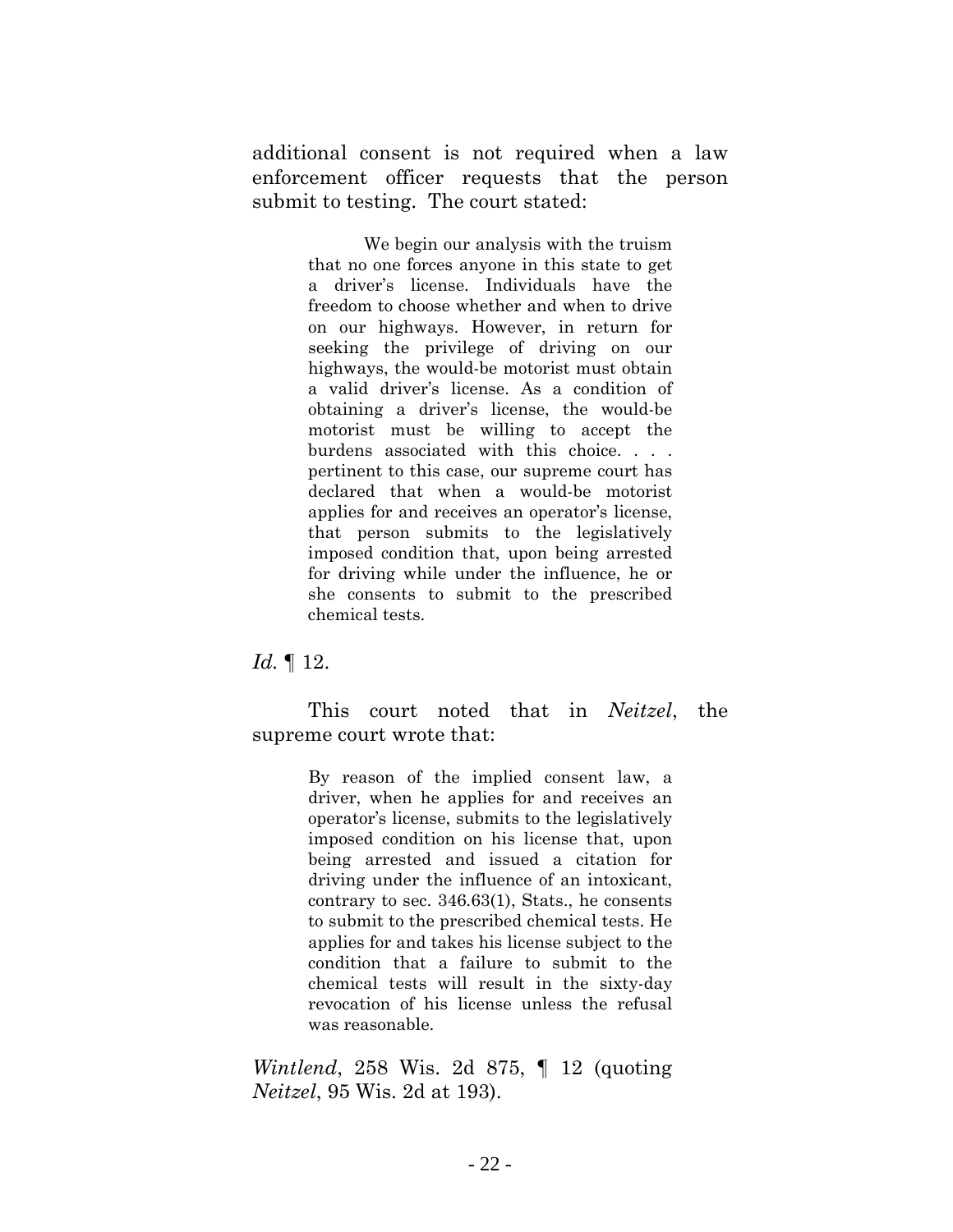additional consent is not required when a law enforcement officer requests that the person submit to testing. The court stated:

> We begin our analysis with the truism that no one forces anyone in this state to get a driver's license. Individuals have the freedom to choose whether and when to drive on our highways. However, in return for seeking the privilege of driving on our highways, the would-be motorist must obtain a valid driver's license. As a condition of obtaining a driver's license, the would-be motorist must be willing to accept the burdens associated with this choice. . . . pertinent to this case, our supreme court has declared that when a would-be motorist applies for and receives an operator's license, that person submits to the legislatively imposed condition that, upon being arrested for driving while under the influence, he or she consents to submit to the prescribed chemical tests.

*Id.* ¶ 12.

This court noted that in *Neitzel*, the supreme court wrote that:

> By reason of the implied consent law, a driver, when he applies for and receives an operator's license, submits to the legislatively imposed condition on his license that, upon being arrested and issued a citation for driving under the influence of an intoxicant, contrary to sec. 346.63(1), Stats., he consents to submit to the prescribed chemical tests. He applies for and takes his license subject to the condition that a failure to submit to the chemical tests will result in the sixty-day revocation of his license unless the refusal was reasonable.

*Wintlend*, 258 Wis. 2d 875, ¶ 12 (quoting *Neitzel*, 95 Wis. 2d at 193).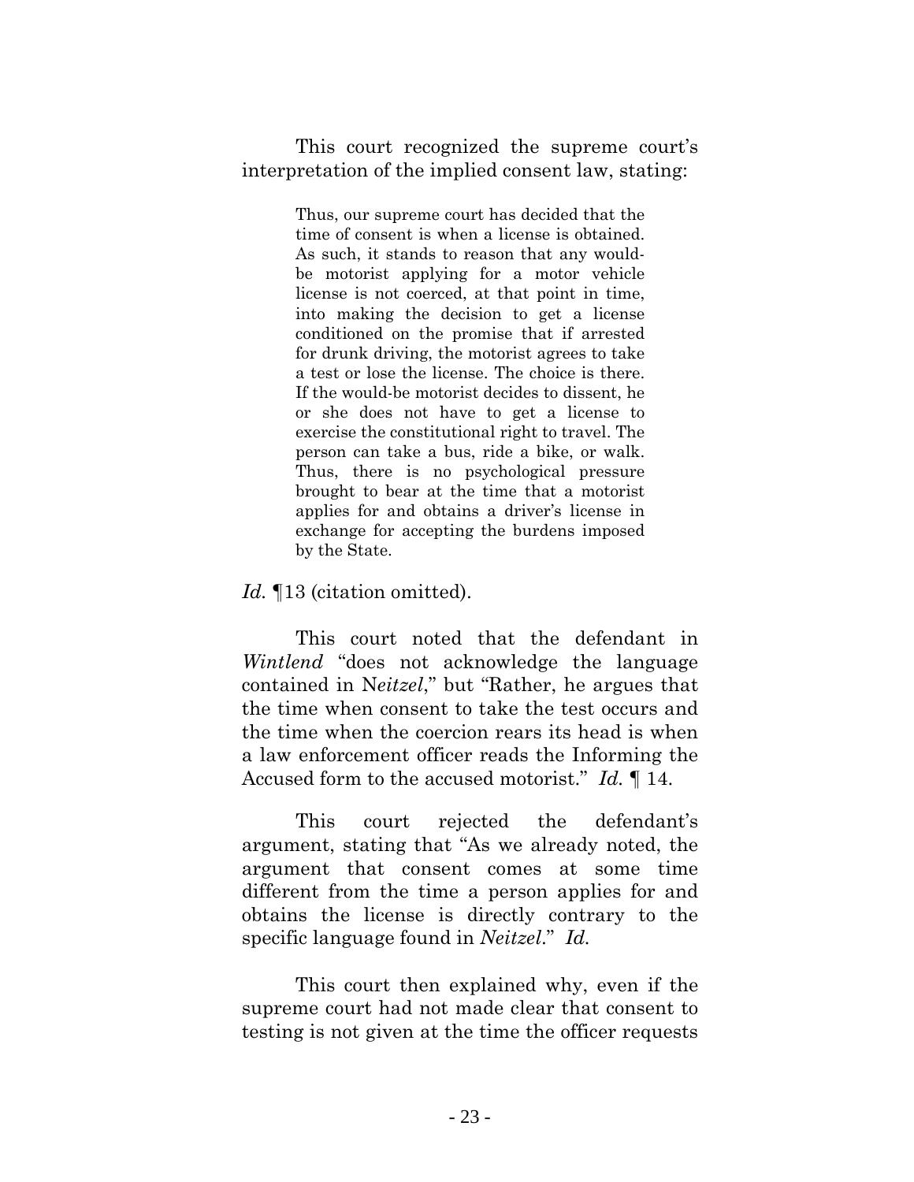This court recognized the supreme court's interpretation of the implied consent law, stating:

> Thus, our supreme court has decided that the time of consent is when a license is obtained. As such, it stands to reason that any would-be motorist applying for a motor vehicle license is not coerced, at that point in time, into making the decision to get a license conditioned on the promise that if arrested for drunk driving, the motorist agrees to take a test or lose the license. The choice is there. If the would-be motorist decides to dissent, he or she does not have to get a license to exercise the constitutional right to travel. The person can take a bus, ride a bike, or walk. Thus, there is no psychological pressure brought to bear at the time that a motorist applies for and obtains a driver's license in exchange for accepting the burdens imposed by the State.

*Id.* ¶13 (citation omitted).

This court noted that the defendant in *Wintlend* "does not acknowledge the language contained in N*eitzel*," but "Rather, he argues that the time when consent to take the test occurs and the time when the coercion rears its head is when a law enforcement officer reads the Informing the Accused form to the accused motorist." *Id.* ¶ 14.

This court rejected the defendant's argument, stating that "As we already noted, the argument that consent comes at some time different from the time a person applies for and obtains the license is directly contrary to the specific language found in *Neitzel*." *Id.*

This court then explained why, even if the supreme court had not made clear that consent to testing is not given at the time the officer requests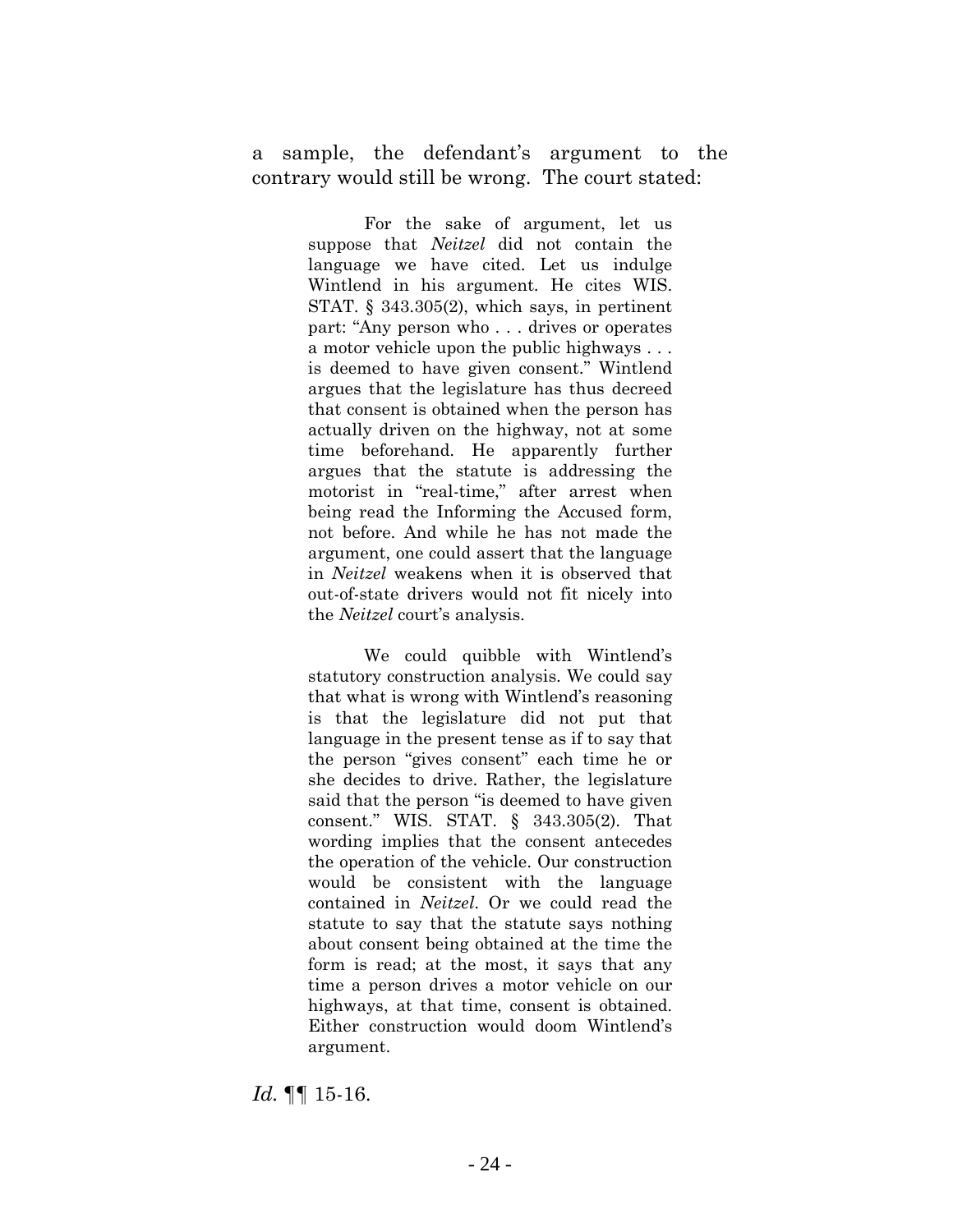a sample, the defendant's argument to the contrary would still be wrong. The court stated:

> For the sake of argument, let us suppose that *Neitzel* did not contain the language we have cited. Let us indulge Wintlend in his argument. He cites WIS. STAT. § 343.305(2), which says, in pertinent part: "Any person who . . . drives or operates a motor vehicle upon the public highways . . . is deemed to have given consent." Wintlend argues that the legislature has thus decreed that consent is obtained when the person has actually driven on the highway, not at some time beforehand. He apparently further argues that the statute is addressing the motorist in "real-time," after arrest when being read the Informing the Accused form, not before. And while he has not made the argument, one could assert that the language in *Neitzel* weakens when it is observed that out-of-state drivers would not fit nicely into the *Neitzel* court's analysis.
>
> We could quibble with Wintlend's statutory construction analysis. We could say that what is wrong with Wintlend's reasoning is that the legislature did not put that language in the present tense as if to say that the person "gives consent" each time he or she decides to drive. Rather, the legislature said that the person "is deemed to have given consent." WIS. STAT. § 343.305(2). That wording implies that the consent antecedes the operation of the vehicle. Our construction would be consistent with the language contained in *Neitzel*. Or we could read the statute to say that the statute says nothing about consent being obtained at the time the form is read; at the most, it says that any time a person drives a motor vehicle on our highways, at that time, consent is obtained. Either construction would doom Wintlend's argument.

*Id.* ¶¶ 15-16.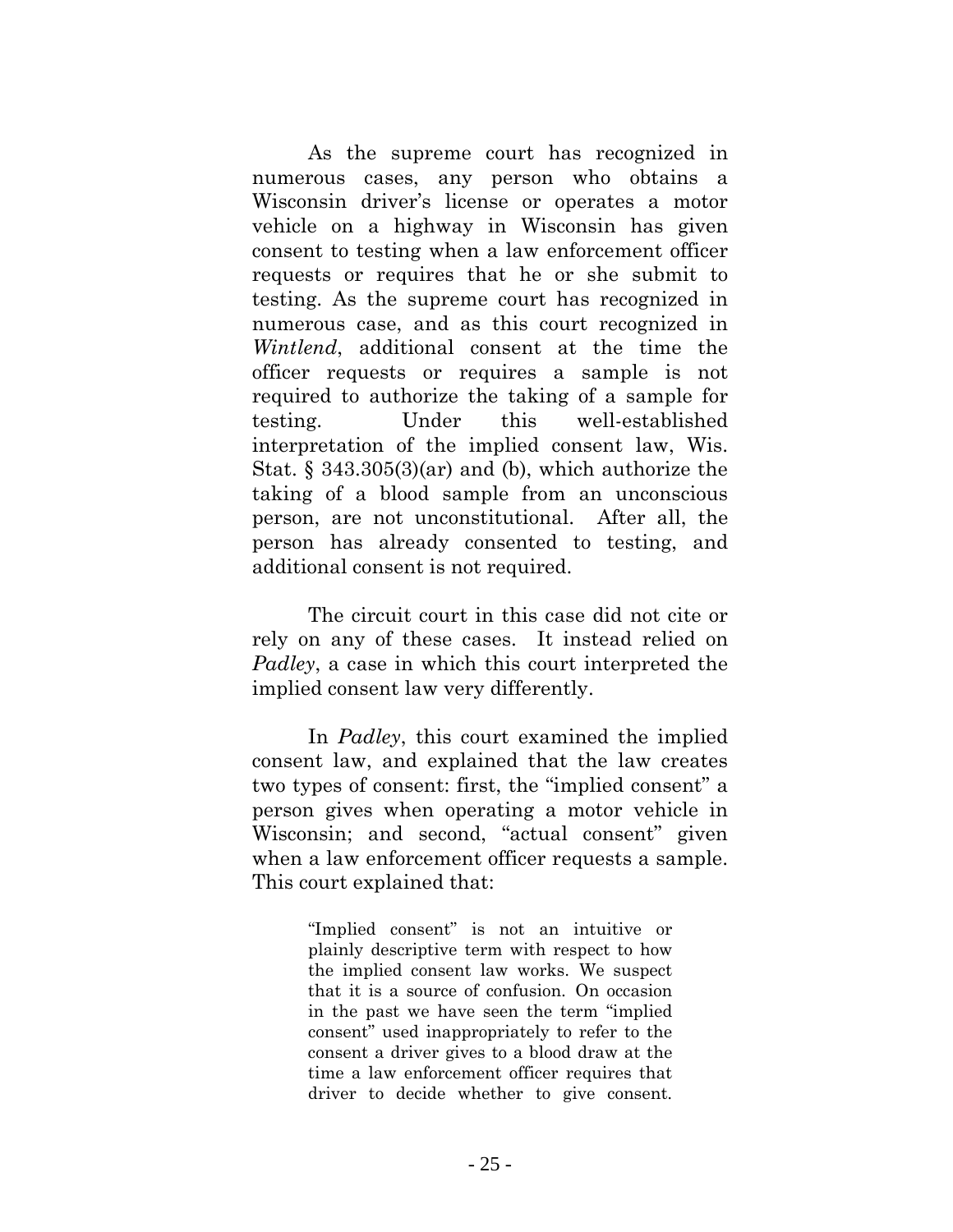As the supreme court has recognized in numerous cases, any person who obtains a Wisconsin driver's license or operates a motor vehicle on a highway in Wisconsin has given consent to testing when a law enforcement officer requests or requires that he or she submit to testing. As the supreme court has recognized in numerous case, and as this court recognized in *Wintlend*, additional consent at the time the officer requests or requires a sample is not required to authorize the taking of a sample for testing. Under this well-established interpretation of the implied consent law, Wis. Stat. § 343.305(3)(ar) and (b), which authorize the taking of a blood sample from an unconscious person, are not unconstitutional. After all, the person has already consented to testing, and additional consent is not required.

The circuit court in this case did not cite or rely on any of these cases. It instead relied on *Padley*, a case in which this court interpreted the implied consent law very differently.

In *Padley*, this court examined the implied consent law, and explained that the law creates two types of consent: first, the "implied consent" a person gives when operating a motor vehicle in Wisconsin; and second, "actual consent" given when a law enforcement officer requests a sample. This court explained that:

> "Implied consent" is not an intuitive or plainly descriptive term with respect to how the implied consent law works. We suspect that it is a source of confusion. On occasion in the past we have seen the term "implied consent" used inappropriately to refer to the consent a driver gives to a blood draw at the time a law enforcement officer requires that driver to decide whether to give consent.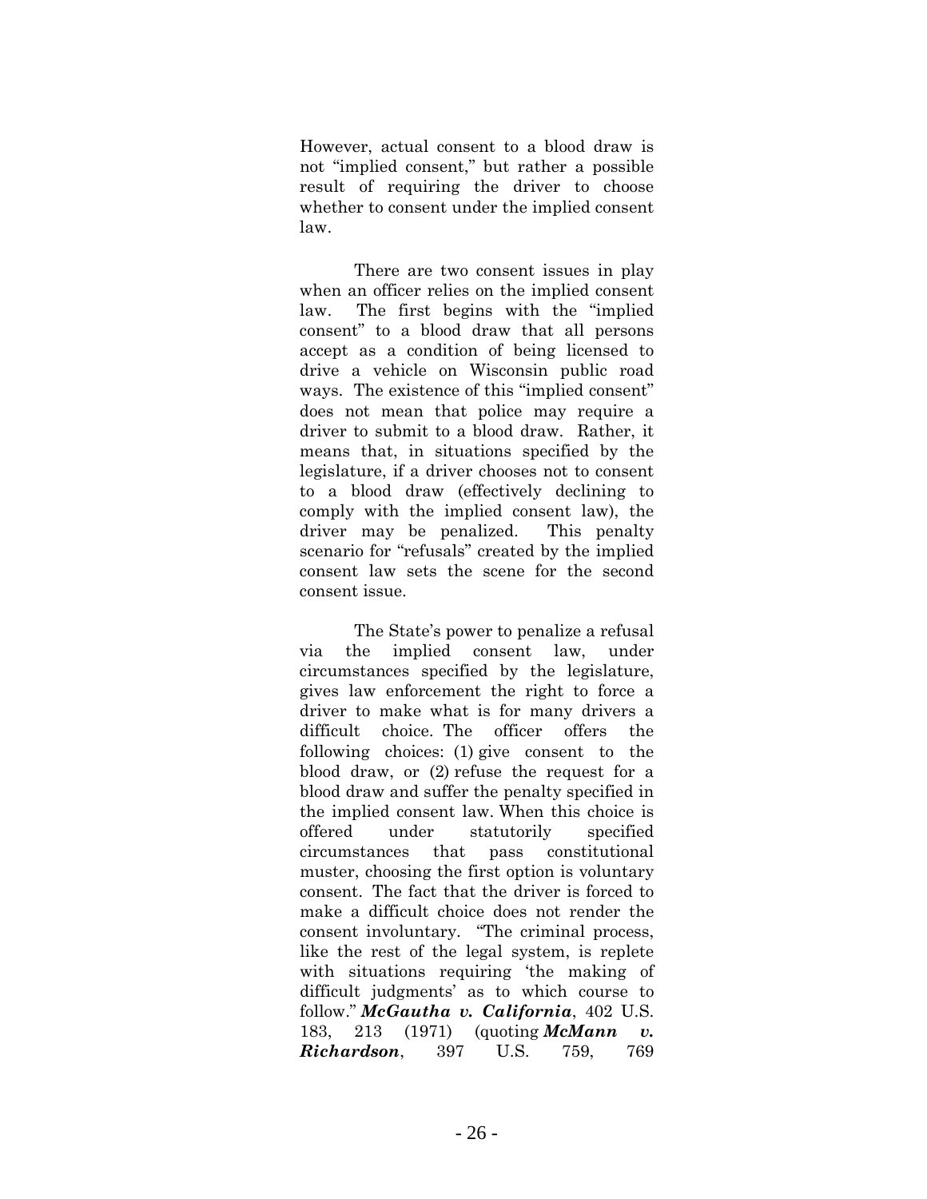However, actual consent to a blood draw is not "implied consent," but rather a possible result of requiring the driver to choose whether to consent under the implied consent law.

There are two consent issues in play when an officer relies on the implied consent law. The first begins with the "implied consent" to a blood draw that all persons accept as a condition of being licensed to drive a vehicle on Wisconsin public road ways. The existence of this "implied consent" does not mean that police may require a driver to submit to a blood draw. Rather, it means that, in situations specified by the legislature, if a driver chooses not to consent to a blood draw (effectively declining to comply with the implied consent law), the driver may be penalized. This penalty scenario for "refusals" created by the implied consent law sets the scene for the second consent issue.

The State's power to penalize a refusal via the implied consent law, under circumstances specified by the legislature, gives law enforcement the right to force a driver to make what is for many drivers a difficult choice. The officer offers the following choices: (1) give consent to the blood draw, or (2) refuse the request for a blood draw and suffer the penalty specified in the implied consent law. When this choice is offered under statutorily specified circumstances that pass constitutional muster, choosing the first option is voluntary consent. The fact that the driver is forced to make a difficult choice does not render the consent involuntary. "The criminal process, like the rest of the legal system, is replete with situations requiring 'the making of difficult judgments' as to which course to follow." ***McGautha v. California***, 402 U.S. 183, 213 (1971) (quoting ***McMann v. Richardson***, 397 U.S. 759, 769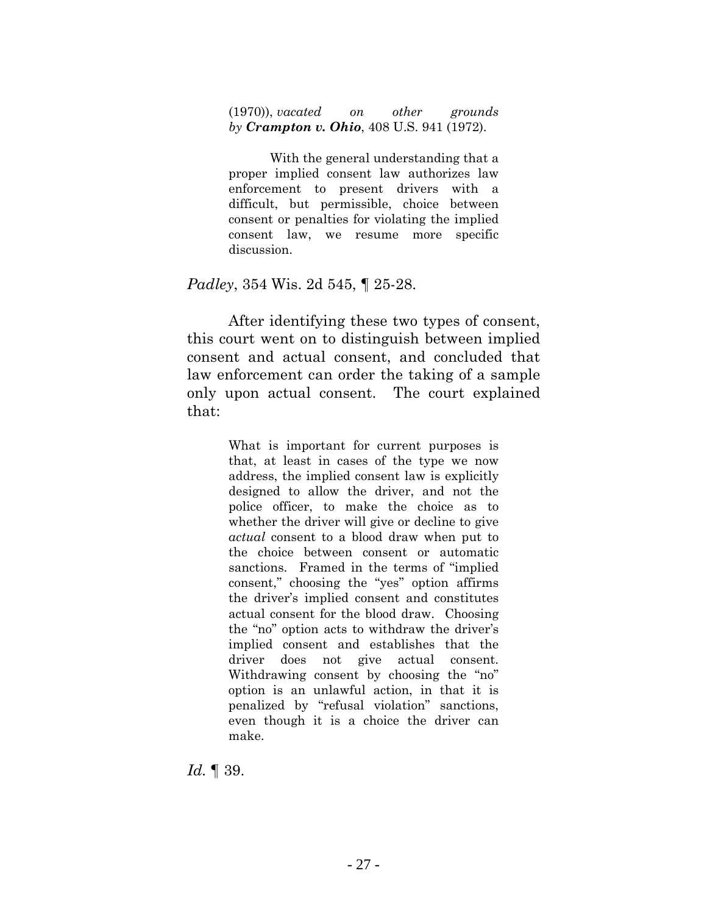> (1970)), *vacated on other grounds by* ***Crampton v. Ohio***, 408 U.S. 941 (1972).
>
> With the general understanding that a proper implied consent law authorizes law enforcement to present drivers with a difficult, but permissible, choice between consent or penalties for violating the implied consent law, we resume more specific discussion.

*Padley*, 354 Wis. 2d 545, ¶ 25-28.

After identifying these two types of consent, this court went on to distinguish between implied consent and actual consent, and concluded that law enforcement can order the taking of a sample only upon actual consent. The court explained that:

> What is important for current purposes is that, at least in cases of the type we now address, the implied consent law is explicitly designed to allow the driver, and not the police officer, to make the choice as to whether the driver will give or decline to give *actual* consent to a blood draw when put to the choice between consent or automatic sanctions. Framed in the terms of "implied consent," choosing the "yes" option affirms the driver's implied consent and constitutes actual consent for the blood draw. Choosing the "no" option acts to withdraw the driver's implied consent and establishes that the driver does not give actual consent. Withdrawing consent by choosing the "no" option is an unlawful action, in that it is penalized by "refusal violation" sanctions, even though it is a choice the driver can make.

*Id.* ¶ 39.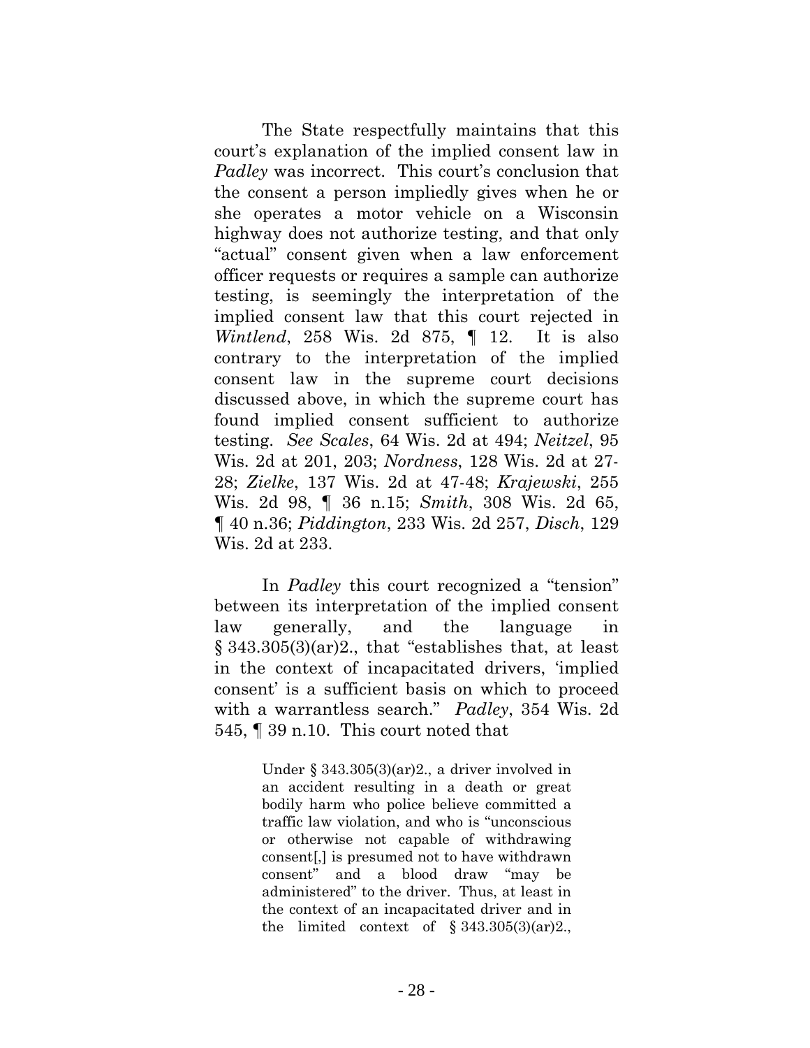The State respectfully maintains that this court's explanation of the implied consent law in *Padley* was incorrect. This court's conclusion that the consent a person impliedly gives when he or she operates a motor vehicle on a Wisconsin highway does not authorize testing, and that only "actual" consent given when a law enforcement officer requests or requires a sample can authorize testing, is seemingly the interpretation of the implied consent law that this court rejected in *Wintlend*, 258 Wis. 2d 875, ¶ 12. It is also contrary to the interpretation of the implied consent law in the supreme court decisions discussed above, in which the supreme court has found implied consent sufficient to authorize testing. *See Scales*, 64 Wis. 2d at 494; *Neitzel*, 95 Wis. 2d at 201, 203; *Nordness*, 128 Wis. 2d at 27-28; *Zielke*, 137 Wis. 2d at 47-48; *Krajewski*, 255 Wis. 2d 98, ¶ 36 n.15; *Smith*, 308 Wis. 2d 65, ¶ 40 n.36; *Piddington*, 233 Wis. 2d 257, *Disch*, 129 Wis. 2d at 233.

In *Padley* this court recognized a "tension" between its interpretation of the implied consent law generally, and the language in § 343.305(3)(ar)2., that "establishes that, at least in the context of incapacitated drivers, 'implied consent' is a sufficient basis on which to proceed with a warrantless search." *Padley*, 354 Wis. 2d 545, ¶ 39 n.10. This court noted that

> Under § 343.305(3)(ar)2., a driver involved in an accident resulting in a death or great bodily harm who police believe committed a traffic law violation, and who is "unconscious or otherwise not capable of withdrawing consent[,] is presumed not to have withdrawn consent" and a blood draw "may be administered" to the driver. Thus, at least in the context of an incapacitated driver and in the limited context of § 343.305(3)(ar)2.,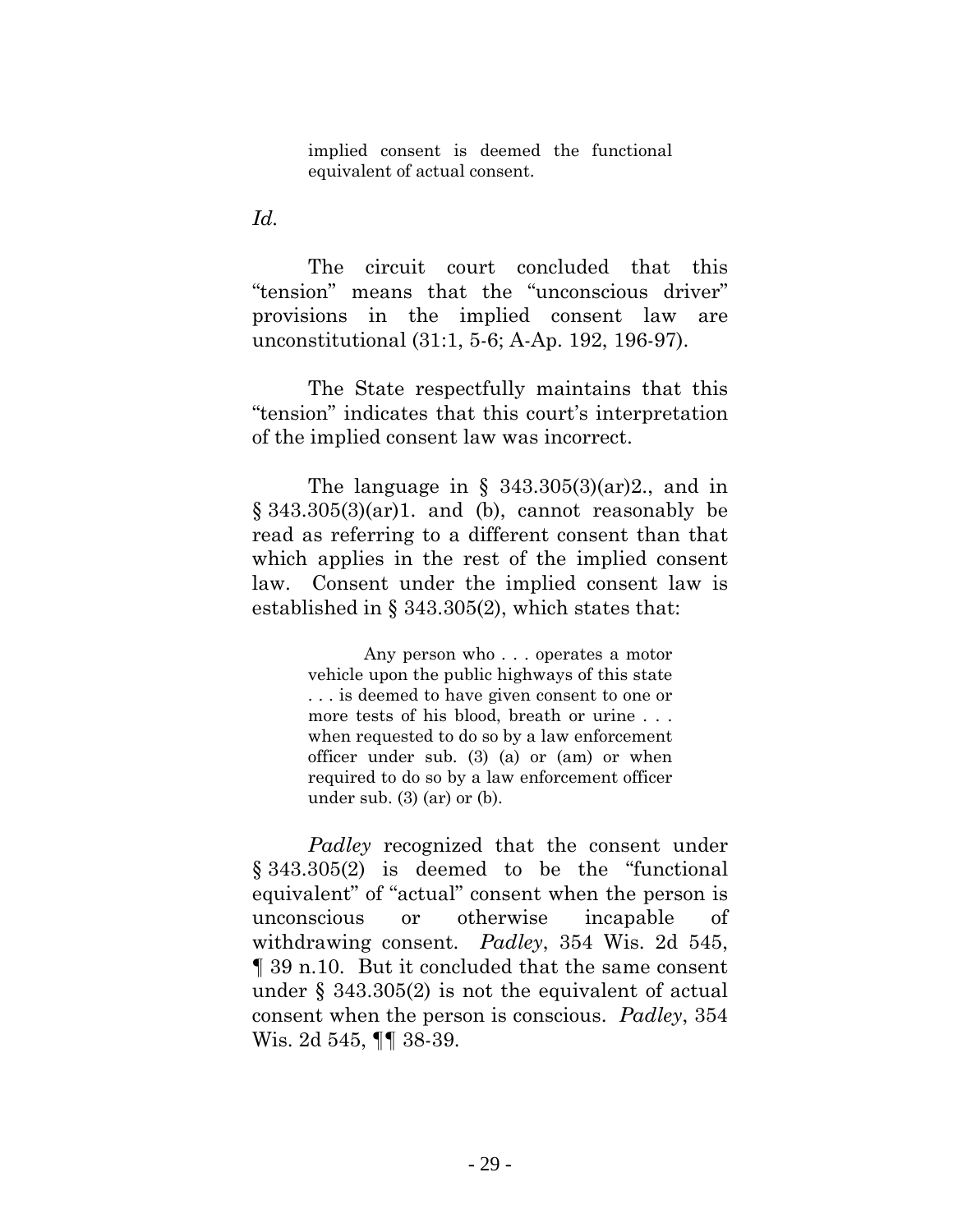> implied consent is deemed the functional equivalent of actual consent.

*Id.*

The circuit court concluded that this "tension" means that the "unconscious driver" provisions in the implied consent law are unconstitutional (31:1, 5-6; A-Ap. 192, 196-97).

The State respectfully maintains that this "tension" indicates that this court's interpretation of the implied consent law was incorrect.

The language in § 343.305(3)(ar)2., and in § 343.305(3)(ar)1. and (b), cannot reasonably be read as referring to a different consent than that which applies in the rest of the implied consent law. Consent under the implied consent law is established in § 343.305(2), which states that:

> Any person who . . . operates a motor vehicle upon the public highways of this state . . . is deemed to have given consent to one or more tests of his blood, breath or urine . . . when requested to do so by a law enforcement officer under sub. (3) (a) or (am) or when required to do so by a law enforcement officer under sub. (3) (ar) or (b).

*Padley* recognized that the consent under § 343.305(2) is deemed to be the "functional equivalent" of "actual" consent when the person is unconscious or otherwise incapable of withdrawing consent. *Padley*, 354 Wis. 2d 545, ¶ 39 n.10. But it concluded that the same consent under § 343.305(2) is not the equivalent of actual consent when the person is conscious. *Padley*, 354 Wis. 2d 545, ¶¶ 38-39.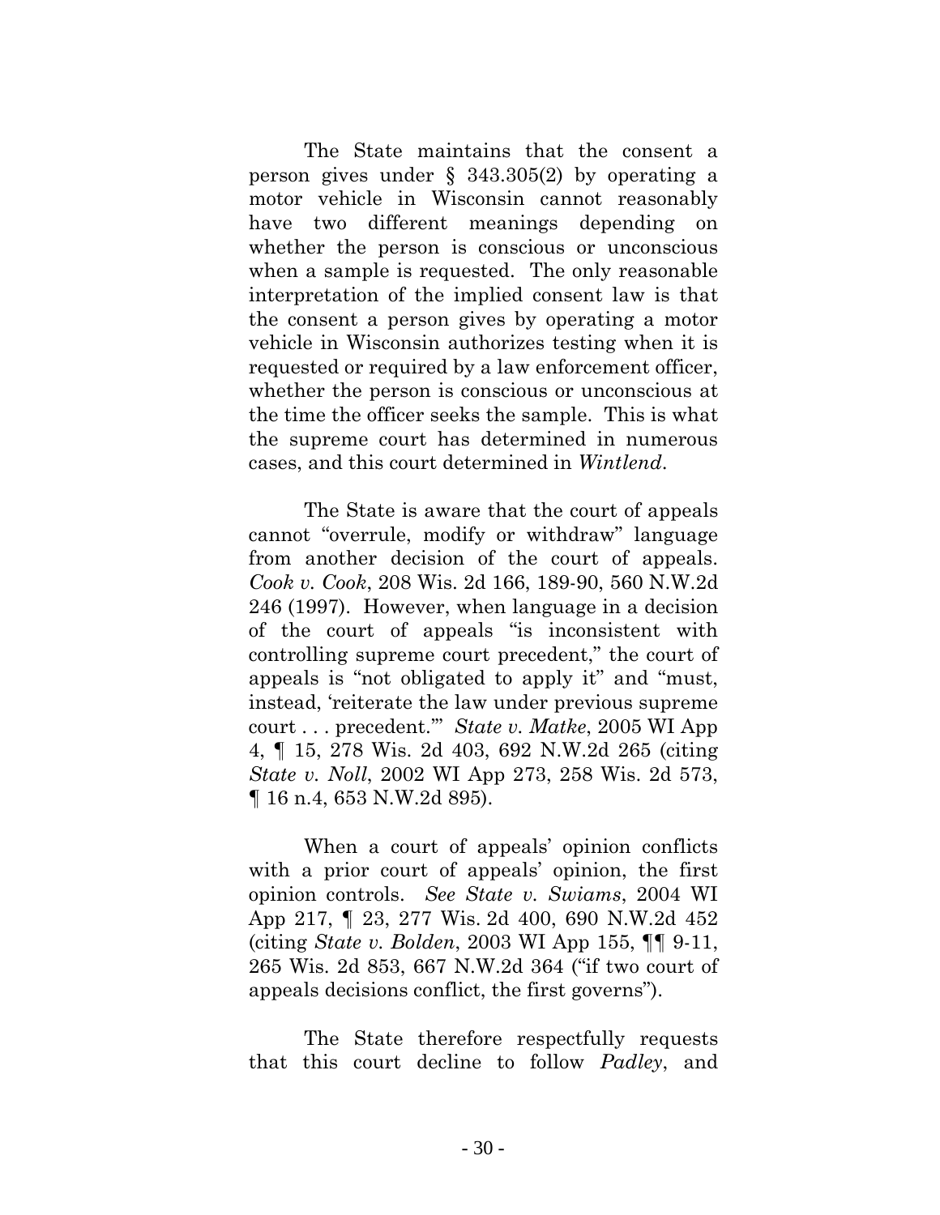The State maintains that the consent a person gives under § 343.305(2) by operating a motor vehicle in Wisconsin cannot reasonably have two different meanings depending on whether the person is conscious or unconscious when a sample is requested. The only reasonable interpretation of the implied consent law is that the consent a person gives by operating a motor vehicle in Wisconsin authorizes testing when it is requested or required by a law enforcement officer, whether the person is conscious or unconscious at the time the officer seeks the sample. This is what the supreme court has determined in numerous cases, and this court determined in *Wintlend*.

The State is aware that the court of appeals cannot "overrule, modify or withdraw" language from another decision of the court of appeals. *Cook v. Cook*, 208 Wis. 2d 166, 189-90, 560 N.W.2d 246 (1997). However, when language in a decision of the court of appeals "is inconsistent with controlling supreme court precedent," the court of appeals is "not obligated to apply it" and "must, instead, 'reiterate the law under previous supreme court . . . precedent.'" *State v. Matke*, 2005 WI App 4, ¶ 15, 278 Wis. 2d 403, 692 N.W.2d 265 (citing *State v. Noll*, 2002 WI App 273, 258 Wis. 2d 573, ¶ 16 n.4, 653 N.W.2d 895).

When a court of appeals' opinion conflicts with a prior court of appeals' opinion, the first opinion controls. *See State v. Swiams*, 2004 WI App 217, ¶ 23, 277 Wis. 2d 400, 690 N.W.2d 452 (citing *State v. Bolden*, 2003 WI App 155, ¶¶ 9-11, 265 Wis. 2d 853, 667 N.W.2d 364 ("if two court of appeals decisions conflict, the first governs").

The State therefore respectfully requests that this court decline to follow *Padley*, and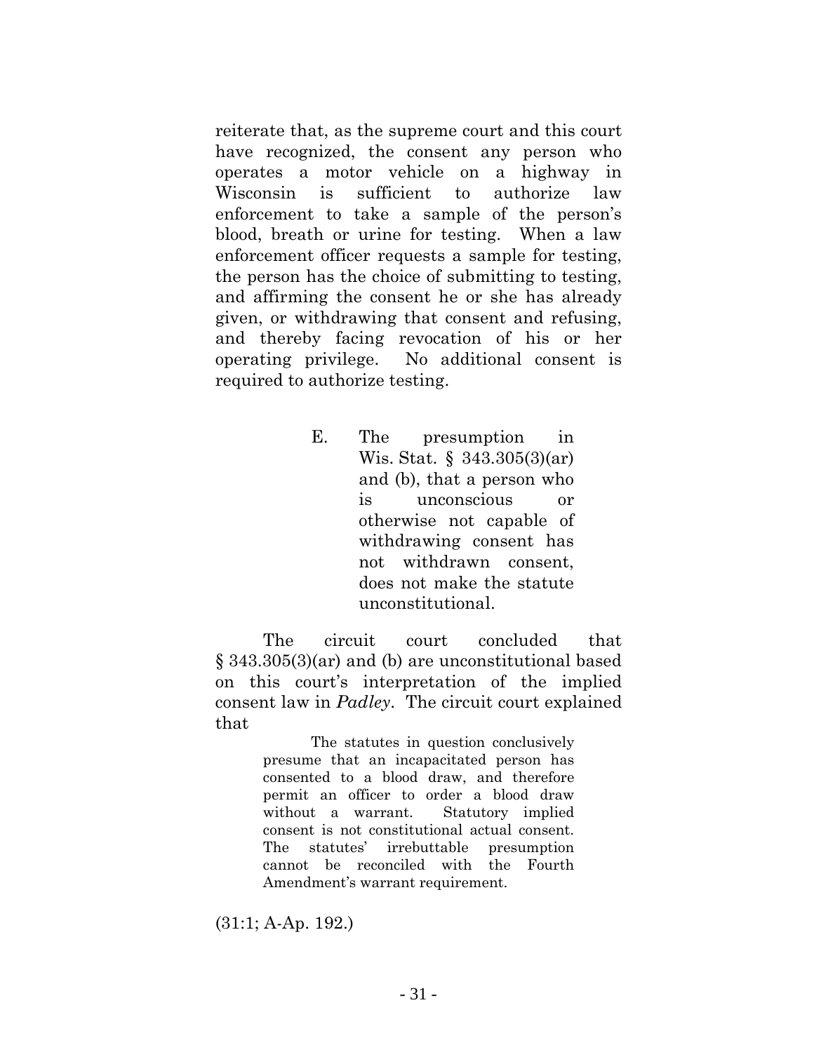reiterate that, as the supreme court and this court have recognized, the consent any person who operates a motor vehicle on a highway in Wisconsin is sufficient to authorize law enforcement to take a sample of the person's blood, breath or urine for testing. When a law enforcement officer requests a sample for testing, the person has the choice of submitting to testing, and affirming the consent he or she has already given, or withdrawing that consent and refusing, and thereby facing revocation of his or her operating privilege. No additional consent is required to authorize testing.

### E. The presumption in Wis. Stat. § 343.305(3)(ar) and (b), that a person who is unconscious or otherwise not capable of withdrawing consent has not withdrawn consent, does not make the statute unconstitutional.

The circuit court concluded that § 343.305(3)(ar) and (b) are unconstitutional based on this court's interpretation of the implied consent law in *Padley*. The circuit court explained that

> The statutes in question conclusively presume that an incapacitated person has consented to a blood draw, and therefore permit an officer to order a blood draw without a warrant. Statutory implied consent is not constitutional actual consent. The statutes' irrebuttable presumption cannot be reconciled with the Fourth Amendment's warrant requirement.

(31:1; A-Ap. 192.)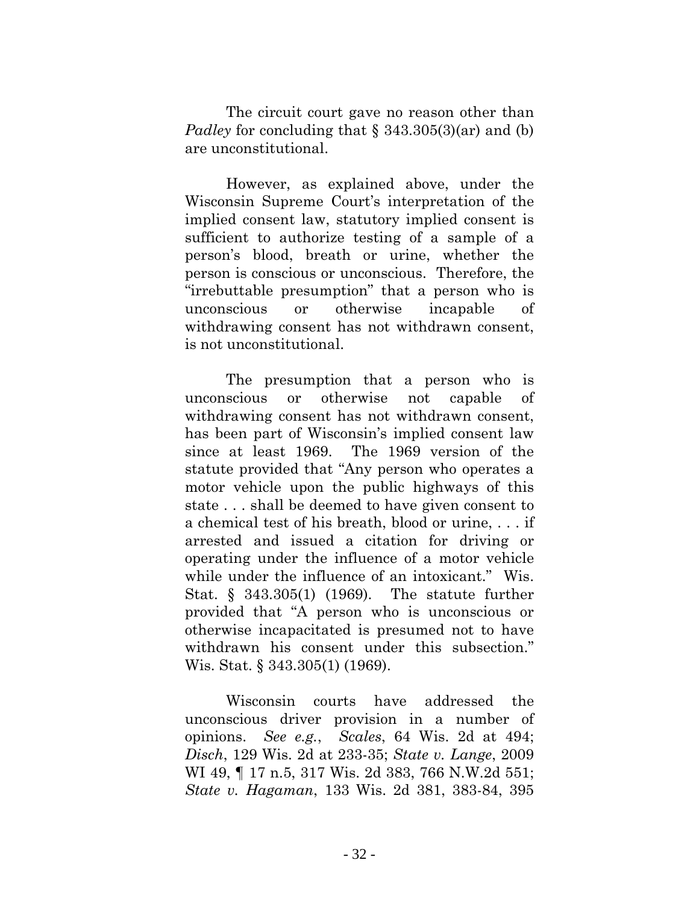The circuit court gave no reason other than *Padley* for concluding that § 343.305(3)(ar) and (b) are unconstitutional.

However, as explained above, under the Wisconsin Supreme Court's interpretation of the implied consent law, statutory implied consent is sufficient to authorize testing of a sample of a person's blood, breath or urine, whether the person is conscious or unconscious. Therefore, the "irrebuttable presumption" that a person who is unconscious or otherwise incapable of withdrawing consent has not withdrawn consent, is not unconstitutional.

The presumption that a person who is unconscious or otherwise not capable of withdrawing consent has not withdrawn consent, has been part of Wisconsin's implied consent law since at least 1969. The 1969 version of the statute provided that "Any person who operates a motor vehicle upon the public highways of this state . . . shall be deemed to have given consent to a chemical test of his breath, blood or urine, . . . if arrested and issued a citation for driving or operating under the influence of a motor vehicle while under the influence of an intoxicant." Wis. Stat. § 343.305(1) (1969). The statute further provided that "A person who is unconscious or otherwise incapacitated is presumed not to have withdrawn his consent under this subsection." Wis. Stat. § 343.305(1) (1969).

Wisconsin courts have addressed the unconscious driver provision in a number of opinions. *See e.g.*, *Scales*, 64 Wis. 2d at 494; *Disch*, 129 Wis. 2d at 233-35; *State v. Lange*, 2009 WI 49, ¶ 17 n.5, 317 Wis. 2d 383, 766 N.W.2d 551; *State v. Hagaman*, 133 Wis. 2d 381, 383-84, 395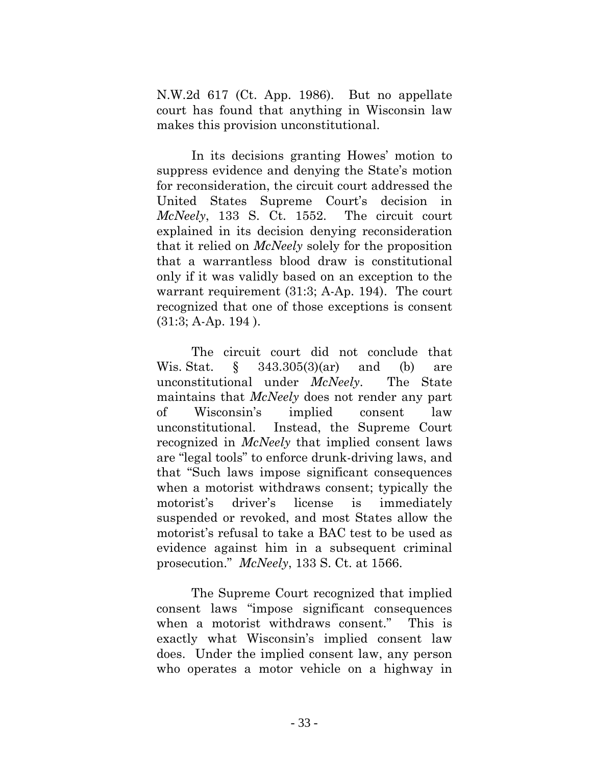N.W.2d 617 (Ct. App. 1986). But no appellate court has found that anything in Wisconsin law makes this provision unconstitutional.

In its decisions granting Howes' motion to suppress evidence and denying the State's motion for reconsideration, the circuit court addressed the United States Supreme Court's decision in *McNeely*, 133 S. Ct. 1552. The circuit court explained in its decision denying reconsideration that it relied on *McNeely* solely for the proposition that a warrantless blood draw is constitutional only if it was validly based on an exception to the warrant requirement (31:3; A-Ap. 194). The court recognized that one of those exceptions is consent (31:3; A-Ap. 194 ).

The circuit court did not conclude that Wis. Stat. § 343.305(3)(ar) and (b) are unconstitutional under *McNeely*. The State maintains that *McNeely* does not render any part of Wisconsin's implied consent law unconstitutional. Instead, the Supreme Court recognized in *McNeely* that implied consent laws are "legal tools" to enforce drunk-driving laws, and that "Such laws impose significant consequences when a motorist withdraws consent; typically the motorist's driver's license is immediately suspended or revoked, and most States allow the motorist's refusal to take a BAC test to be used as evidence against him in a subsequent criminal prosecution." *McNeely*, 133 S. Ct. at 1566.

The Supreme Court recognized that implied consent laws "impose significant consequences when a motorist withdraws consent." This is exactly what Wisconsin's implied consent law does. Under the implied consent law, any person who operates a motor vehicle on a highway in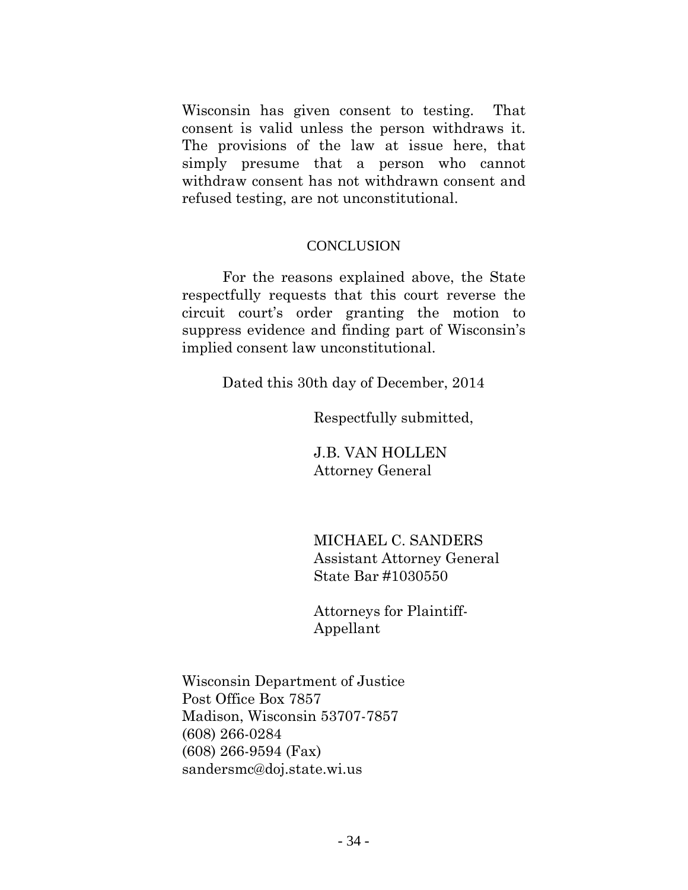Wisconsin has given consent to testing. That consent is valid unless the person withdraws it. The provisions of the law at issue here, that simply presume that a person who cannot withdraw consent has not withdrawn consent and refused testing, are not unconstitutional.

## CONCLUSION

For the reasons explained above, the State respectfully requests that this court reverse the circuit court's order granting the motion to suppress evidence and finding part of Wisconsin's implied consent law unconstitutional.

Dated this 30th day of December, 2014

Respectfully submitted,

J.B. VAN HOLLEN
Attorney General

MICHAEL C. SANDERS
Assistant Attorney General
State Bar #1030550

Attorneys for Plaintiff-Appellant

Wisconsin Department of Justice
Post Office Box 7857
Madison, Wisconsin 53707-7857
(608) 266-0284
(608) 266-9594 (Fax)
sandersmc@doj.state.wi.us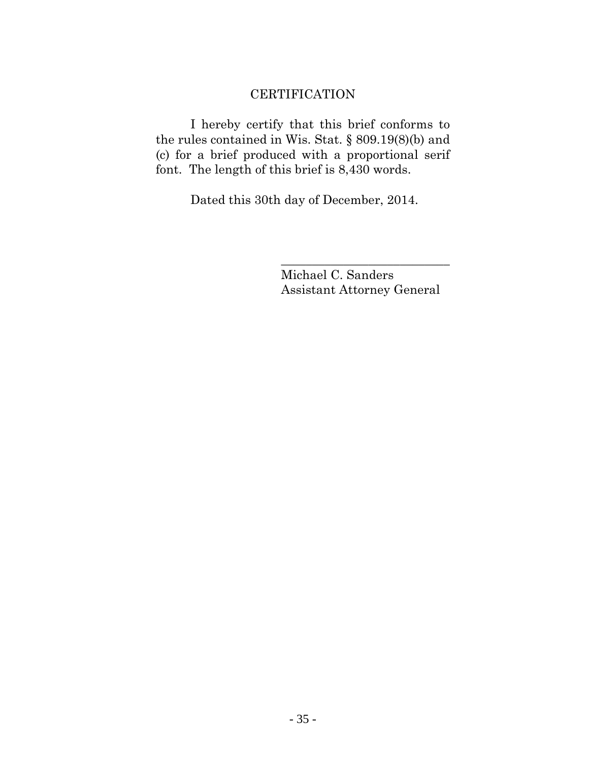## CERTIFICATION

I hereby certify that this brief conforms to the rules contained in Wis. Stat. § 809.19(8)(b) and (c) for a brief produced with a proportional serif font. The length of this brief is 8,430 words.

Dated this 30th day of December, 2014.

\_\_\_\_\_\_\_\_\_\_\_\_\_\_\_\_\_\_\_\_\_\_\_\_\_\_\_\_\_\_\_\_

Michael C. Sanders
Assistant Attorney General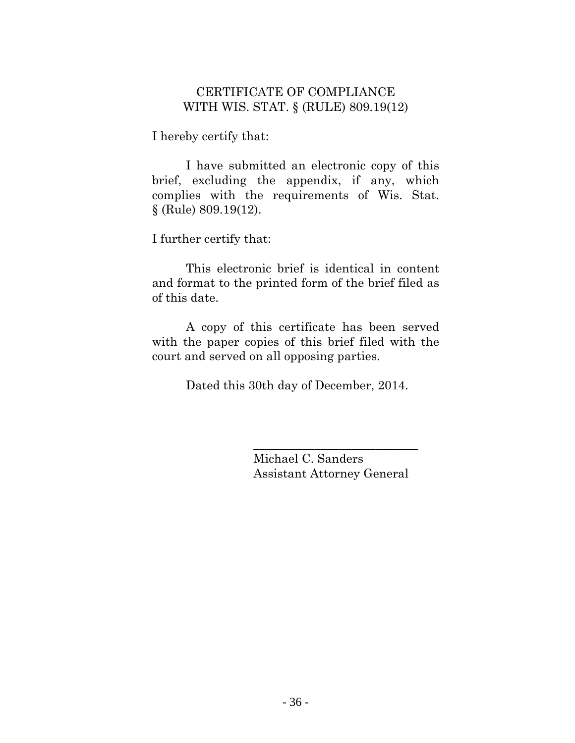## CERTIFICATE OF COMPLIANCE WITH WIS. STAT. § (RULE) 809.19(12)

I hereby certify that:

I have submitted an electronic copy of this brief, excluding the appendix, if any, which complies with the requirements of Wis. Stat. § (Rule) 809.19(12).

I further certify that:

This electronic brief is identical in content and format to the printed form of the brief filed as of this date.

A copy of this certificate has been served with the paper copies of this brief filed with the court and served on all opposing parties.

Dated this 30th day of December, 2014.

\_\_\_\_\_\_\_\_\_\_\_\_\_\_\_\_\_\_\_\_\_\_\_\_\_\_\_\_

Michael C. Sanders
Assistant Attorney General